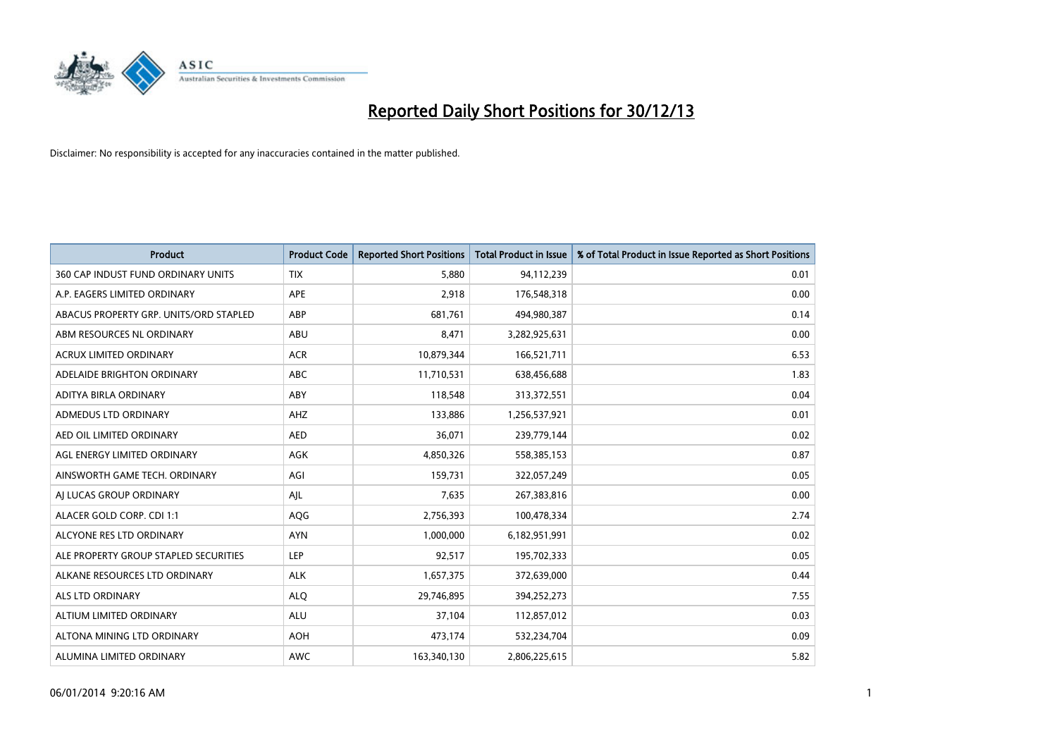# Reported Daily Short Positions for 30/12/13

Disclaimer: No responsibility is accepted for any inaccuracies contained in the matter published.

| Product | Product Code | Reported Short Positions | Total Product in Issue | % of Total Product in Issue Reported as Short Positions |
|---|---|---|---|---|
| 360 CAP INDUST FUND ORDINARY UNITS | TIX | 5,880 | 94,112,239 | 0.01 |
| A.P. EAGERS LIMITED ORDINARY | APE | 2,918 | 176,548,318 | 0.00 |
| ABACUS PROPERTY GRP. UNITS/ORD STAPLED | ABP | 681,761 | 494,980,387 | 0.14 |
| ABM RESOURCES NL ORDINARY | ABU | 8,471 | 3,282,925,631 | 0.00 |
| ACRUX LIMITED ORDINARY | ACR | 10,879,344 | 166,521,711 | 6.53 |
| ADELAIDE BRIGHTON ORDINARY | ABC | 11,710,531 | 638,456,688 | 1.83 |
| ADITYA BIRLA ORDINARY | ABY | 118,548 | 313,372,551 | 0.04 |
| ADMEDUS LTD ORDINARY | AHZ | 133,886 | 1,256,537,921 | 0.01 |
| AED OIL LIMITED ORDINARY | AED | 36,071 | 239,779,144 | 0.02 |
| AGL ENERGY LIMITED ORDINARY | AGK | 4,850,326 | 558,385,153 | 0.87 |
| AINSWORTH GAME TECH. ORDINARY | AGI | 159,731 | 322,057,249 | 0.05 |
| AJ LUCAS GROUP ORDINARY | AJL | 7,635 | 267,383,816 | 0.00 |
| ALACER GOLD CORP. CDI 1:1 | AQG | 2,756,393 | 100,478,334 | 2.74 |
| ALCYONE RES LTD ORDINARY | AYN | 1,000,000 | 6,182,951,991 | 0.02 |
| ALE PROPERTY GROUP STAPLED SECURITIES | LEP | 92,517 | 195,702,333 | 0.05 |
| ALKANE RESOURCES LTD ORDINARY | ALK | 1,657,375 | 372,639,000 | 0.44 |
| ALS LTD ORDINARY | ALQ | 29,746,895 | 394,252,273 | 7.55 |
| ALTIUM LIMITED ORDINARY | ALU | 37,104 | 112,857,012 | 0.03 |
| ALTONA MINING LTD ORDINARY | AOH | 473,174 | 532,234,704 | 0.09 |
| ALUMINA LIMITED ORDINARY | AWC | 163,340,130 | 2,806,225,615 | 5.82 |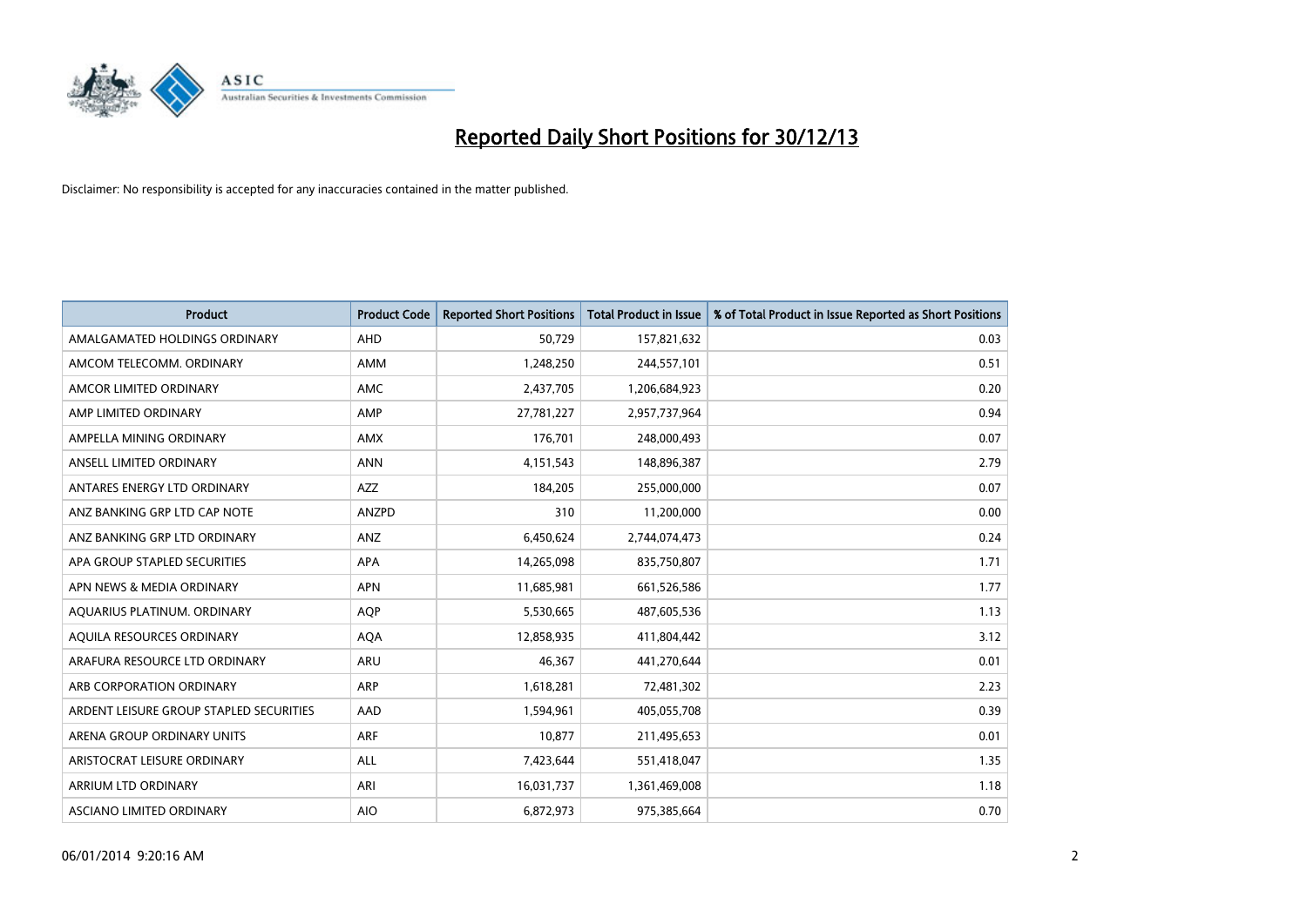# Reported Daily Short Positions for 30/12/13

Disclaimer: No responsibility is accepted for any inaccuracies contained in the matter published.

| Product | Product Code | Reported Short Positions | Total Product in Issue | % of Total Product in Issue Reported as Short Positions |
|---|---|---|---|---|
| AMALGAMATED HOLDINGS ORDINARY | AHD | 50,729 | 157,821,632 | 0.03 |
| AMCOM TELECOMM. ORDINARY | AMM | 1,248,250 | 244,557,101 | 0.51 |
| AMCOR LIMITED ORDINARY | AMC | 2,437,705 | 1,206,684,923 | 0.20 |
| AMP LIMITED ORDINARY | AMP | 27,781,227 | 2,957,737,964 | 0.94 |
| AMPELLA MINING ORDINARY | AMX | 176,701 | 248,000,493 | 0.07 |
| ANSELL LIMITED ORDINARY | ANN | 4,151,543 | 148,896,387 | 2.79 |
| ANTARES ENERGY LTD ORDINARY | AZZ | 184,205 | 255,000,000 | 0.07 |
| ANZ BANKING GRP LTD CAP NOTE | ANZPD | 310 | 11,200,000 | 0.00 |
| ANZ BANKING GRP LTD ORDINARY | ANZ | 6,450,624 | 2,744,074,473 | 0.24 |
| APA GROUP STAPLED SECURITIES | APA | 14,265,098 | 835,750,807 | 1.71 |
| APN NEWS & MEDIA ORDINARY | APN | 11,685,981 | 661,526,586 | 1.77 |
| AQUARIUS PLATINUM. ORDINARY | AQP | 5,530,665 | 487,605,536 | 1.13 |
| AQUILA RESOURCES ORDINARY | AQA | 12,858,935 | 411,804,442 | 3.12 |
| ARAFURA RESOURCE LTD ORDINARY | ARU | 46,367 | 441,270,644 | 0.01 |
| ARB CORPORATION ORDINARY | ARP | 1,618,281 | 72,481,302 | 2.23 |
| ARDENT LEISURE GROUP STAPLED SECURITIES | AAD | 1,594,961 | 405,055,708 | 0.39 |
| ARENA GROUP ORDINARY UNITS | ARF | 10,877 | 211,495,653 | 0.01 |
| ARISTOCRAT LEISURE ORDINARY | ALL | 7,423,644 | 551,418,047 | 1.35 |
| ARRIUM LTD ORDINARY | ARI | 16,031,737 | 1,361,469,008 | 1.18 |
| ASCIANO LIMITED ORDINARY | AIO | 6,872,973 | 975,385,664 | 0.70 |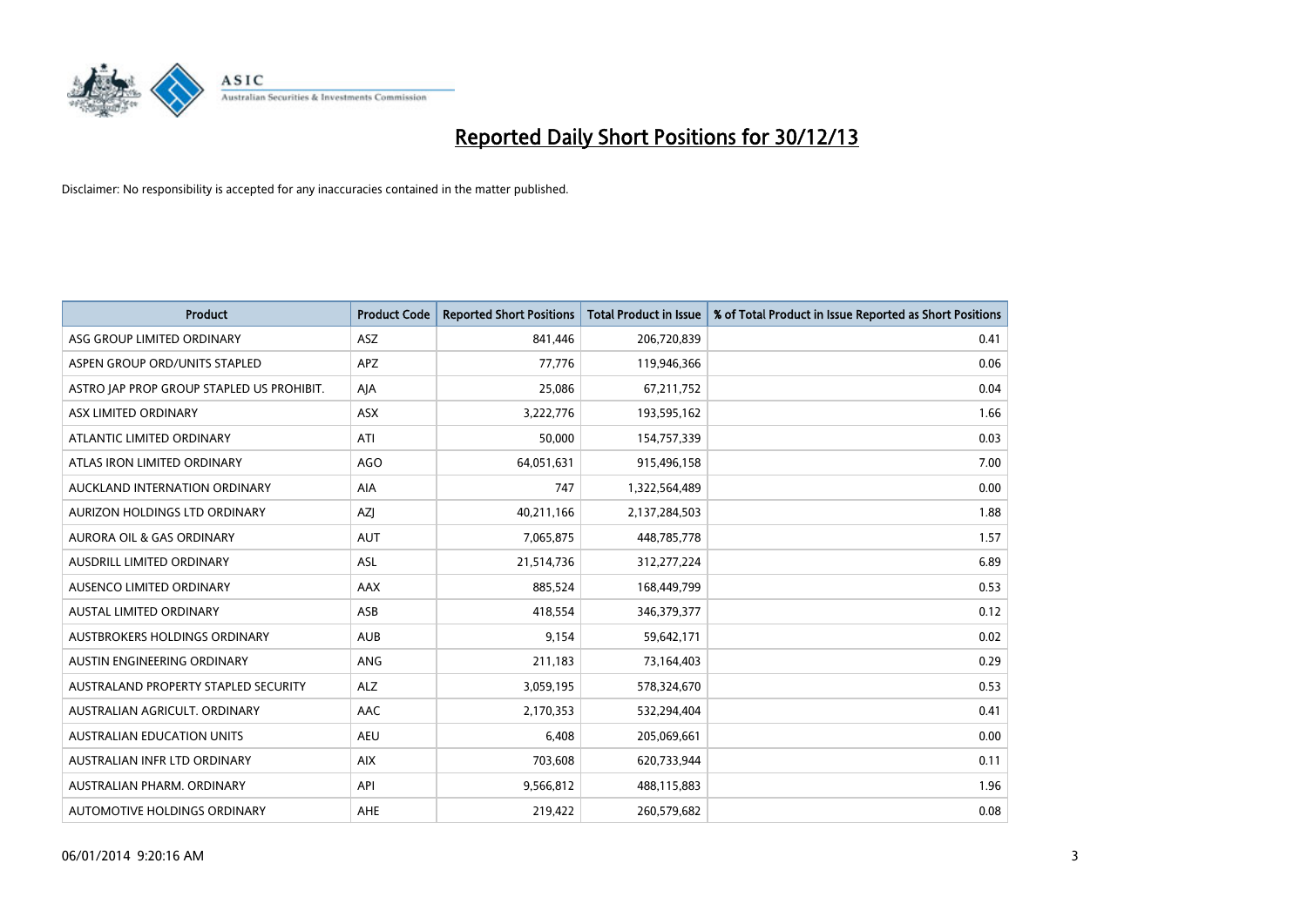# Reported Daily Short Positions for 30/12/13

Disclaimer: No responsibility is accepted for any inaccuracies contained in the matter published.

| Product | Product Code | Reported Short Positions | Total Product in Issue | % of Total Product in Issue Reported as Short Positions |
|---|---|---|---|---|
| ASG GROUP LIMITED ORDINARY | ASZ | 841,446 | 206,720,839 | 0.41 |
| ASPEN GROUP ORD/UNITS STAPLED | APZ | 77,776 | 119,946,366 | 0.06 |
| ASTRO JAP PROP GROUP STAPLED US PROHIBIT. | AJA | 25,086 | 67,211,752 | 0.04 |
| ASX LIMITED ORDINARY | ASX | 3,222,776 | 193,595,162 | 1.66 |
| ATLANTIC LIMITED ORDINARY | ATI | 50,000 | 154,757,339 | 0.03 |
| ATLAS IRON LIMITED ORDINARY | AGO | 64,051,631 | 915,496,158 | 7.00 |
| AUCKLAND INTERNATION ORDINARY | AIA | 747 | 1,322,564,489 | 0.00 |
| AURIZON HOLDINGS LTD ORDINARY | AZJ | 40,211,166 | 2,137,284,503 | 1.88 |
| AURORA OIL & GAS ORDINARY | AUT | 7,065,875 | 448,785,778 | 1.57 |
| AUSDRILL LIMITED ORDINARY | ASL | 21,514,736 | 312,277,224 | 6.89 |
| AUSENCO LIMITED ORDINARY | AAX | 885,524 | 168,449,799 | 0.53 |
| AUSTAL LIMITED ORDINARY | ASB | 418,554 | 346,379,377 | 0.12 |
| AUSTBROKERS HOLDINGS ORDINARY | AUB | 9,154 | 59,642,171 | 0.02 |
| AUSTIN ENGINEERING ORDINARY | ANG | 211,183 | 73,164,403 | 0.29 |
| AUSTRALAND PROPERTY STAPLED SECURITY | ALZ | 3,059,195 | 578,324,670 | 0.53 |
| AUSTRALIAN AGRICULT. ORDINARY | AAC | 2,170,353 | 532,294,404 | 0.41 |
| AUSTRALIAN EDUCATION UNITS | AEU | 6,408 | 205,069,661 | 0.00 |
| AUSTRALIAN INFR LTD ORDINARY | AIX | 703,608 | 620,733,944 | 0.11 |
| AUSTRALIAN PHARM. ORDINARY | API | 9,566,812 | 488,115,883 | 1.96 |
| AUTOMOTIVE HOLDINGS ORDINARY | AHE | 219,422 | 260,579,682 | 0.08 |

06/01/2014 9:20:16 AM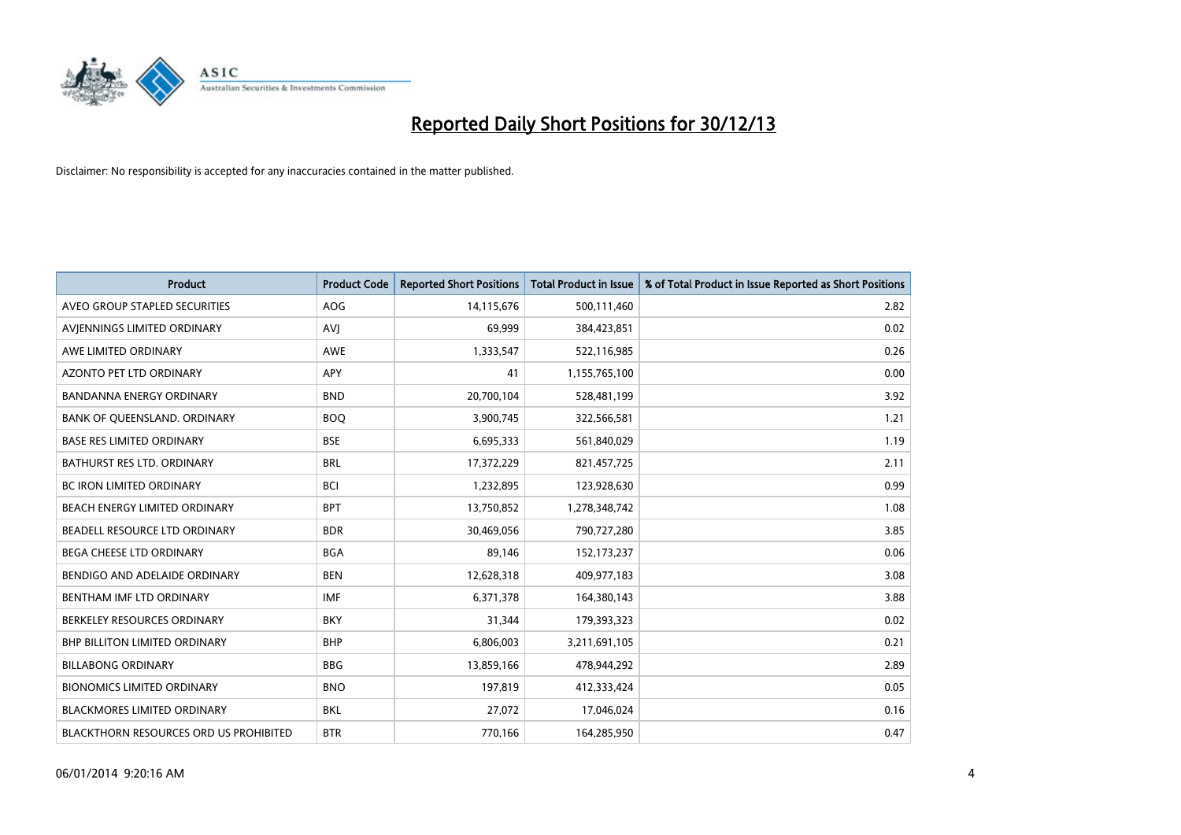# Reported Daily Short Positions for 30/12/13

Disclaimer: No responsibility is accepted for any inaccuracies contained in the matter published.

| Product | Product Code | Reported Short Positions | Total Product in Issue | % of Total Product in Issue Reported as Short Positions |
|---|---|---|---|---|
| AVEO GROUP STAPLED SECURITIES | AOG | 14,115,676 | 500,111,460 | 2.82 |
| AVJENNINGS LIMITED ORDINARY | AVJ | 69,999 | 384,423,851 | 0.02 |
| AWE LIMITED ORDINARY | AWE | 1,333,547 | 522,116,985 | 0.26 |
| AZONTO PET LTD ORDINARY | APY | 41 | 1,155,765,100 | 0.00 |
| BANDANNA ENERGY ORDINARY | BND | 20,700,104 | 528,481,199 | 3.92 |
| BANK OF QUEENSLAND. ORDINARY | BOQ | 3,900,745 | 322,566,581 | 1.21 |
| BASE RES LIMITED ORDINARY | BSE | 6,695,333 | 561,840,029 | 1.19 |
| BATHURST RES LTD. ORDINARY | BRL | 17,372,229 | 821,457,725 | 2.11 |
| BC IRON LIMITED ORDINARY | BCI | 1,232,895 | 123,928,630 | 0.99 |
| BEACH ENERGY LIMITED ORDINARY | BPT | 13,750,852 | 1,278,348,742 | 1.08 |
| BEADELL RESOURCE LTD ORDINARY | BDR | 30,469,056 | 790,727,280 | 3.85 |
| BEGA CHEESE LTD ORDINARY | BGA | 89,146 | 152,173,237 | 0.06 |
| BENDIGO AND ADELAIDE ORDINARY | BEN | 12,628,318 | 409,977,183 | 3.08 |
| BENTHAM IMF LTD ORDINARY | IMF | 6,371,378 | 164,380,143 | 3.88 |
| BERKELEY RESOURCES ORDINARY | BKY | 31,344 | 179,393,323 | 0.02 |
| BHP BILLITON LIMITED ORDINARY | BHP | 6,806,003 | 3,211,691,105 | 0.21 |
| BILLABONG ORDINARY | BBG | 13,859,166 | 478,944,292 | 2.89 |
| BIONOMICS LIMITED ORDINARY | BNO | 197,819 | 412,333,424 | 0.05 |
| BLACKMORES LIMITED ORDINARY | BKL | 27,072 | 17,046,024 | 0.16 |
| BLACKTHORN RESOURCES ORD US PROHIBITED | BTR | 770,166 | 164,285,950 | 0.47 |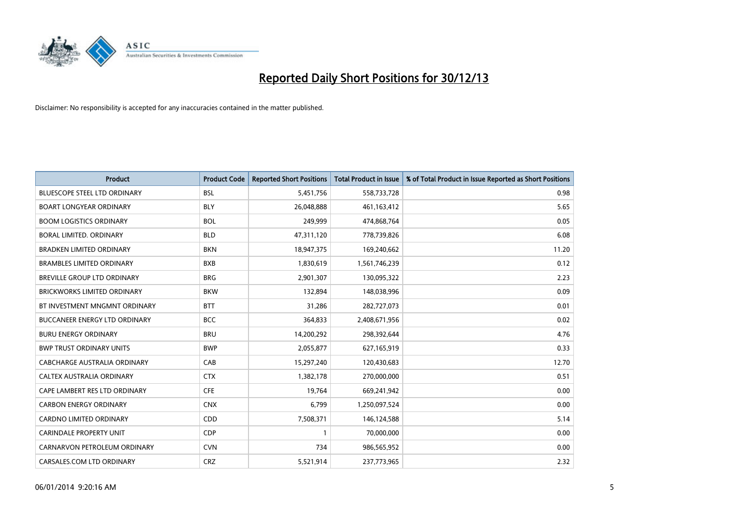# Reported Daily Short Positions for 30/12/13

Disclaimer: No responsibility is accepted for any inaccuracies contained in the matter published.

| Product | Product Code | Reported Short Positions | Total Product in Issue | % of Total Product in Issue Reported as Short Positions |
|---|---|---|---|---|
| BLUESCOPE STEEL LTD ORDINARY | BSL | 5,451,756 | 558,733,728 | 0.98 |
| BOART LONGYEAR ORDINARY | BLY | 26,048,888 | 461,163,412 | 5.65 |
| BOOM LOGISTICS ORDINARY | BOL | 249,999 | 474,868,764 | 0.05 |
| BORAL LIMITED. ORDINARY | BLD | 47,311,120 | 778,739,826 | 6.08 |
| BRADKEN LIMITED ORDINARY | BKN | 18,947,375 | 169,240,662 | 11.20 |
| BRAMBLES LIMITED ORDINARY | BXB | 1,830,619 | 1,561,746,239 | 0.12 |
| BREVILLE GROUP LTD ORDINARY | BRG | 2,901,307 | 130,095,322 | 2.23 |
| BRICKWORKS LIMITED ORDINARY | BKW | 132,894 | 148,038,996 | 0.09 |
| BT INVESTMENT MNGMNT ORDINARY | BTT | 31,286 | 282,727,073 | 0.01 |
| BUCCANEER ENERGY LTD ORDINARY | BCC | 364,833 | 2,408,671,956 | 0.02 |
| BURU ENERGY ORDINARY | BRU | 14,200,292 | 298,392,644 | 4.76 |
| BWP TRUST ORDINARY UNITS | BWP | 2,055,877 | 627,165,919 | 0.33 |
| CABCHARGE AUSTRALIA ORDINARY | CAB | 15,297,240 | 120,430,683 | 12.70 |
| CALTEX AUSTRALIA ORDINARY | CTX | 1,382,178 | 270,000,000 | 0.51 |
| CAPE LAMBERT RES LTD ORDINARY | CFE | 19,764 | 669,241,942 | 0.00 |
| CARBON ENERGY ORDINARY | CNX | 6,799 | 1,250,097,524 | 0.00 |
| CARDNO LIMITED ORDINARY | CDD | 7,508,371 | 146,124,588 | 5.14 |
| CARINDALE PROPERTY UNIT | CDP | 1 | 70,000,000 | 0.00 |
| CARNARVON PETROLEUM ORDINARY | CVN | 734 | 986,565,952 | 0.00 |
| CARSALES.COM LTD ORDINARY | CRZ | 5,521,914 | 237,773,965 | 2.32 |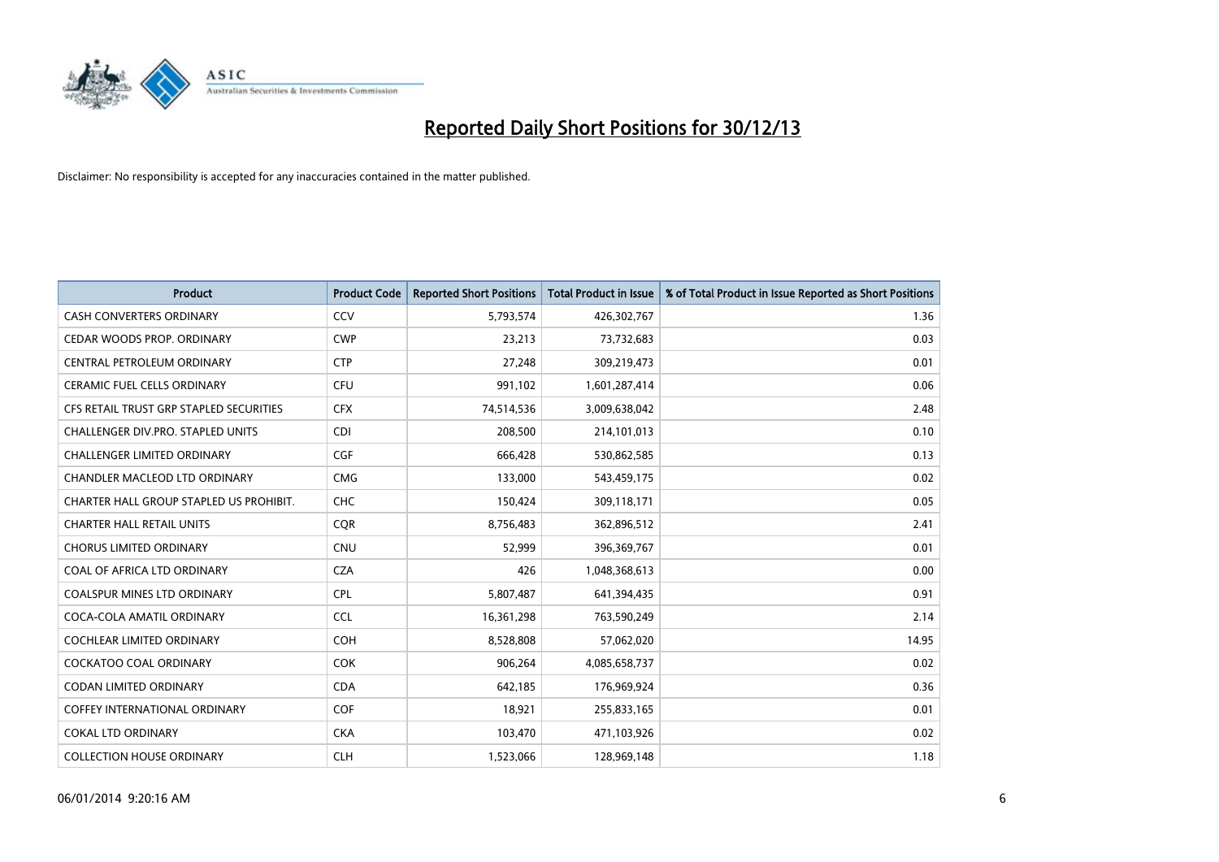# Reported Daily Short Positions for 30/12/13

Disclaimer: No responsibility is accepted for any inaccuracies contained in the matter published.

| Product | Product Code | Reported Short Positions | Total Product in Issue | % of Total Product in Issue Reported as Short Positions |
|---|---|---|---|---|
| CASH CONVERTERS ORDINARY | CCV | 5,793,574 | 426,302,767 | 1.36 |
| CEDAR WOODS PROP. ORDINARY | CWP | 23,213 | 73,732,683 | 0.03 |
| CENTRAL PETROLEUM ORDINARY | CTP | 27,248 | 309,219,473 | 0.01 |
| CERAMIC FUEL CELLS ORDINARY | CFU | 991,102 | 1,601,287,414 | 0.06 |
| CFS RETAIL TRUST GRP STAPLED SECURITIES | CFX | 74,514,536 | 3,009,638,042 | 2.48 |
| CHALLENGER DIV.PRO. STAPLED UNITS | CDI | 208,500 | 214,101,013 | 0.10 |
| CHALLENGER LIMITED ORDINARY | CGF | 666,428 | 530,862,585 | 0.13 |
| CHANDLER MACLEOD LTD ORDINARY | CMG | 133,000 | 543,459,175 | 0.02 |
| CHARTER HALL GROUP STAPLED US PROHIBIT. | CHC | 150,424 | 309,118,171 | 0.05 |
| CHARTER HALL RETAIL UNITS | CQR | 8,756,483 | 362,896,512 | 2.41 |
| CHORUS LIMITED ORDINARY | CNU | 52,999 | 396,369,767 | 0.01 |
| COAL OF AFRICA LTD ORDINARY | CZA | 426 | 1,048,368,613 | 0.00 |
| COALSPUR MINES LTD ORDINARY | CPL | 5,807,487 | 641,394,435 | 0.91 |
| COCA-COLA AMATIL ORDINARY | CCL | 16,361,298 | 763,590,249 | 2.14 |
| COCHLEAR LIMITED ORDINARY | COH | 8,528,808 | 57,062,020 | 14.95 |
| COCKATOO COAL ORDINARY | COK | 906,264 | 4,085,658,737 | 0.02 |
| CODAN LIMITED ORDINARY | CDA | 642,185 | 176,969,924 | 0.36 |
| COFFEY INTERNATIONAL ORDINARY | COF | 18,921 | 255,833,165 | 0.01 |
| COKAL LTD ORDINARY | CKA | 103,470 | 471,103,926 | 0.02 |
| COLLECTION HOUSE ORDINARY | CLH | 1,523,066 | 128,969,148 | 1.18 |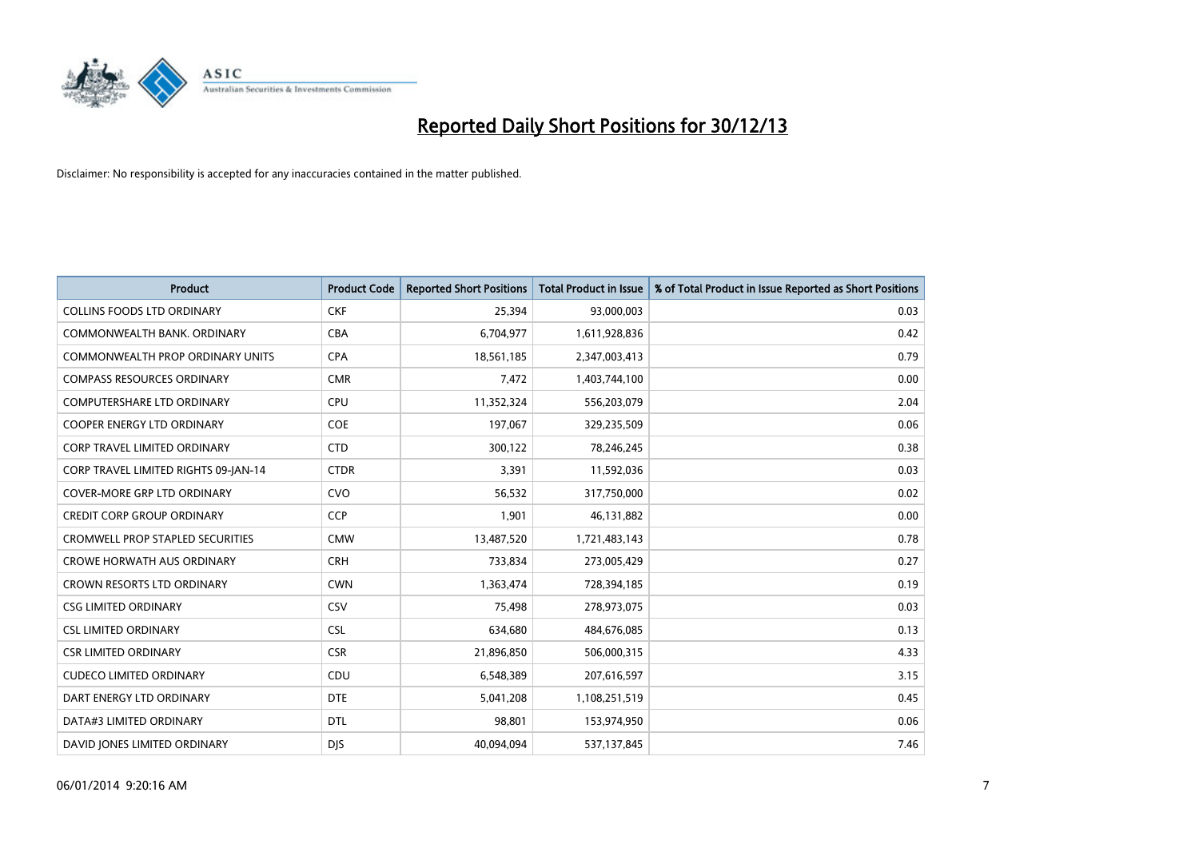# Reported Daily Short Positions for 30/12/13

Disclaimer: No responsibility is accepted for any inaccuracies contained in the matter published.

| Product | Product Code | Reported Short Positions | Total Product in Issue | % of Total Product in Issue Reported as Short Positions |
|---|---|---|---|---|
| COLLINS FOODS LTD ORDINARY | CKF | 25,394 | 93,000,003 | 0.03 |
| COMMONWEALTH BANK. ORDINARY | CBA | 6,704,977 | 1,611,928,836 | 0.42 |
| COMMONWEALTH PROP ORDINARY UNITS | CPA | 18,561,185 | 2,347,003,413 | 0.79 |
| COMPASS RESOURCES ORDINARY | CMR | 7,472 | 1,403,744,100 | 0.00 |
| COMPUTERSHARE LTD ORDINARY | CPU | 11,352,324 | 556,203,079 | 2.04 |
| COOPER ENERGY LTD ORDINARY | COE | 197,067 | 329,235,509 | 0.06 |
| CORP TRAVEL LIMITED ORDINARY | CTD | 300,122 | 78,246,245 | 0.38 |
| CORP TRAVEL LIMITED RIGHTS 09-JAN-14 | CTDR | 3,391 | 11,592,036 | 0.03 |
| COVER-MORE GRP LTD ORDINARY | CVO | 56,532 | 317,750,000 | 0.02 |
| CREDIT CORP GROUP ORDINARY | CCP | 1,901 | 46,131,882 | 0.00 |
| CROMWELL PROP STAPLED SECURITIES | CMW | 13,487,520 | 1,721,483,143 | 0.78 |
| CROWE HORWATH AUS ORDINARY | CRH | 733,834 | 273,005,429 | 0.27 |
| CROWN RESORTS LTD ORDINARY | CWN | 1,363,474 | 728,394,185 | 0.19 |
| CSG LIMITED ORDINARY | CSV | 75,498 | 278,973,075 | 0.03 |
| CSL LIMITED ORDINARY | CSL | 634,680 | 484,676,085 | 0.13 |
| CSR LIMITED ORDINARY | CSR | 21,896,850 | 506,000,315 | 4.33 |
| CUDECO LIMITED ORDINARY | CDU | 6,548,389 | 207,616,597 | 3.15 |
| DART ENERGY LTD ORDINARY | DTE | 5,041,208 | 1,108,251,519 | 0.45 |
| DATA#3 LIMITED ORDINARY | DTL | 98,801 | 153,974,950 | 0.06 |
| DAVID JONES LIMITED ORDINARY | DJS | 40,094,094 | 537,137,845 | 7.46 |

06/01/2014 9:20:16 AM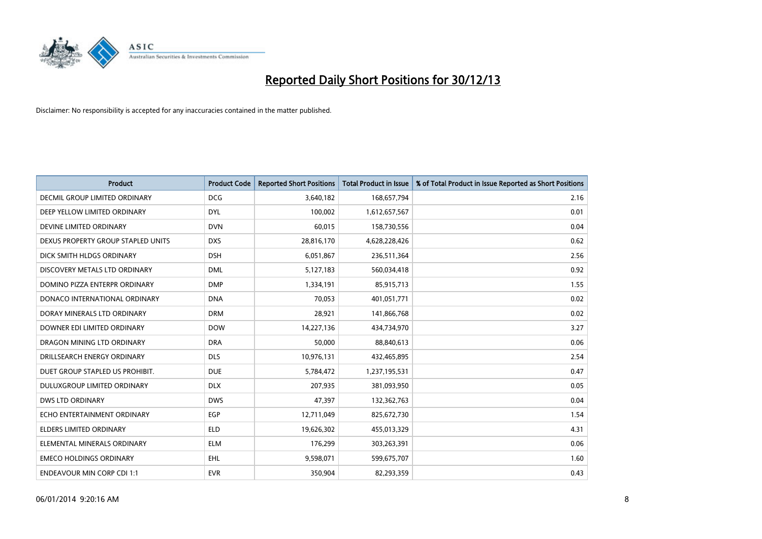# Reported Daily Short Positions for 30/12/13

Disclaimer: No responsibility is accepted for any inaccuracies contained in the matter published.

| Product | Product Code | Reported Short Positions | Total Product in Issue | % of Total Product in Issue Reported as Short Positions |
|---|---|---|---|---|
| DECMIL GROUP LIMITED ORDINARY | DCG | 3,640,182 | 168,657,794 | 2.16 |
| DEEP YELLOW LIMITED ORDINARY | DYL | 100,002 | 1,612,657,567 | 0.01 |
| DEVINE LIMITED ORDINARY | DVN | 60,015 | 158,730,556 | 0.04 |
| DEXUS PROPERTY GROUP STAPLED UNITS | DXS | 28,816,170 | 4,628,228,426 | 0.62 |
| DICK SMITH HLDGS ORDINARY | DSH | 6,051,867 | 236,511,364 | 2.56 |
| DISCOVERY METALS LTD ORDINARY | DML | 5,127,183 | 560,034,418 | 0.92 |
| DOMINO PIZZA ENTERPR ORDINARY | DMP | 1,334,191 | 85,915,713 | 1.55 |
| DONACO INTERNATIONAL ORDINARY | DNA | 70,053 | 401,051,771 | 0.02 |
| DORAY MINERALS LTD ORDINARY | DRM | 28,921 | 141,866,768 | 0.02 |
| DOWNER EDI LIMITED ORDINARY | DOW | 14,227,136 | 434,734,970 | 3.27 |
| DRAGON MINING LTD ORDINARY | DRA | 50,000 | 88,840,613 | 0.06 |
| DRILLSEARCH ENERGY ORDINARY | DLS | 10,976,131 | 432,465,895 | 2.54 |
| DUET GROUP STAPLED US PROHIBIT. | DUE | 5,784,472 | 1,237,195,531 | 0.47 |
| DULUXGROUP LIMITED ORDINARY | DLX | 207,935 | 381,093,950 | 0.05 |
| DWS LTD ORDINARY | DWS | 47,397 | 132,362,763 | 0.04 |
| ECHO ENTERTAINMENT ORDINARY | EGP | 12,711,049 | 825,672,730 | 1.54 |
| ELDERS LIMITED ORDINARY | ELD | 19,626,302 | 455,013,329 | 4.31 |
| ELEMENTAL MINERALS ORDINARY | ELM | 176,299 | 303,263,391 | 0.06 |
| EMECO HOLDINGS ORDINARY | EHL | 9,598,071 | 599,675,707 | 1.60 |
| ENDEAVOUR MIN CORP CDI 1:1 | EVR | 350,904 | 82,293,359 | 0.43 |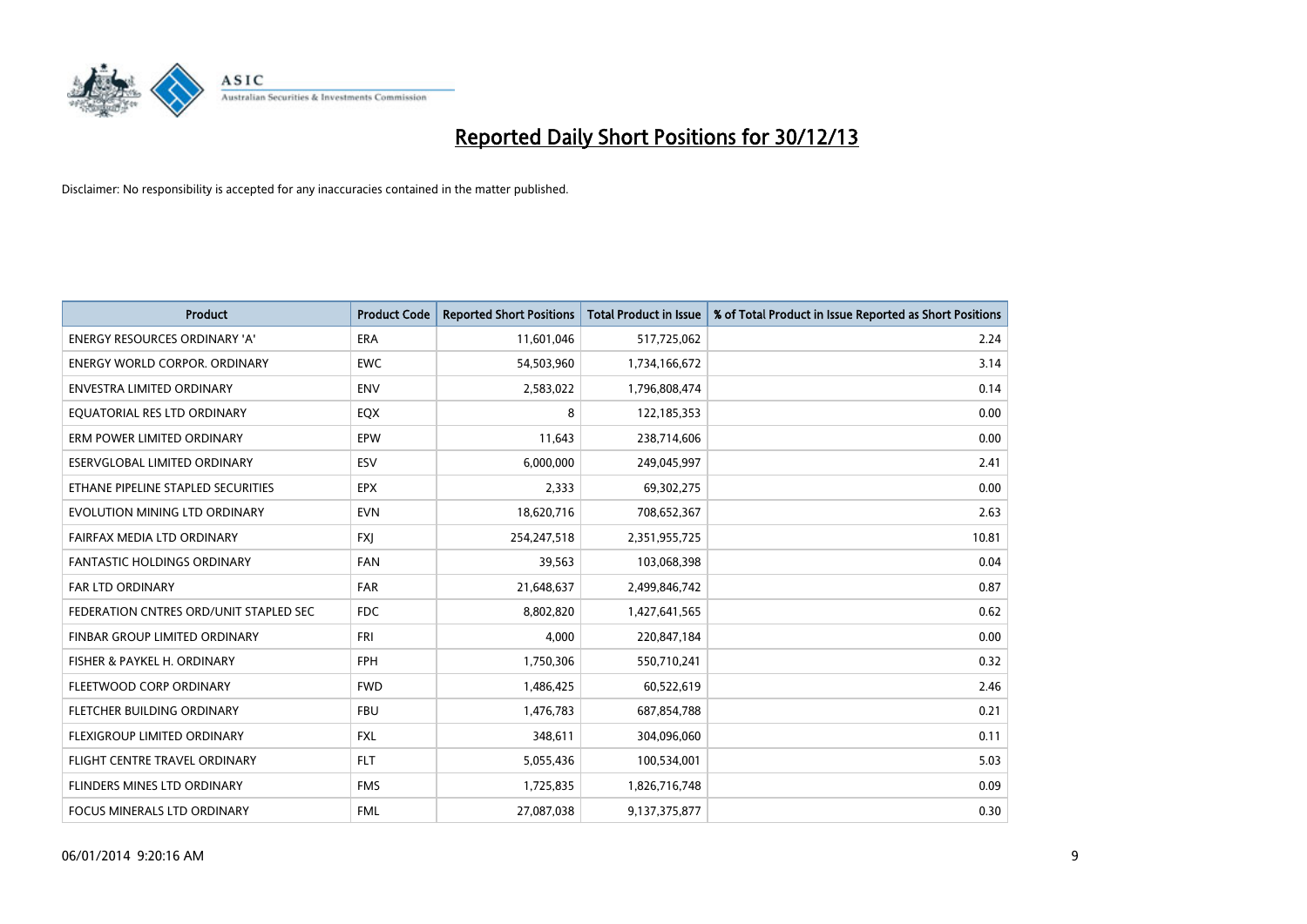# Reported Daily Short Positions for 30/12/13

Disclaimer: No responsibility is accepted for any inaccuracies contained in the matter published.

| Product | Product Code | Reported Short Positions | Total Product in Issue | % of Total Product in Issue Reported as Short Positions |
|---|---|---|---|---|
| ENERGY RESOURCES ORDINARY 'A' | ERA | 11,601,046 | 517,725,062 | 2.24 |
| ENERGY WORLD CORPOR. ORDINARY | EWC | 54,503,960 | 1,734,166,672 | 3.14 |
| ENVESTRA LIMITED ORDINARY | ENV | 2,583,022 | 1,796,808,474 | 0.14 |
| EQUATORIAL RES LTD ORDINARY | EQX | 8 | 122,185,353 | 0.00 |
| ERM POWER LIMITED ORDINARY | EPW | 11,643 | 238,714,606 | 0.00 |
| ESERVGLOBAL LIMITED ORDINARY | ESV | 6,000,000 | 249,045,997 | 2.41 |
| ETHANE PIPELINE STAPLED SECURITIES | EPX | 2,333 | 69,302,275 | 0.00 |
| EVOLUTION MINING LTD ORDINARY | EVN | 18,620,716 | 708,652,367 | 2.63 |
| FAIRFAX MEDIA LTD ORDINARY | FXJ | 254,247,518 | 2,351,955,725 | 10.81 |
| FANTASTIC HOLDINGS ORDINARY | FAN | 39,563 | 103,068,398 | 0.04 |
| FAR LTD ORDINARY | FAR | 21,648,637 | 2,499,846,742 | 0.87 |
| FEDERATION CNTRES ORD/UNIT STAPLED SEC | FDC | 8,802,820 | 1,427,641,565 | 0.62 |
| FINBAR GROUP LIMITED ORDINARY | FRI | 4,000 | 220,847,184 | 0.00 |
| FISHER & PAYKEL H. ORDINARY | FPH | 1,750,306 | 550,710,241 | 0.32 |
| FLEETWOOD CORP ORDINARY | FWD | 1,486,425 | 60,522,619 | 2.46 |
| FLETCHER BUILDING ORDINARY | FBU | 1,476,783 | 687,854,788 | 0.21 |
| FLEXIGROUP LIMITED ORDINARY | FXL | 348,611 | 304,096,060 | 0.11 |
| FLIGHT CENTRE TRAVEL ORDINARY | FLT | 5,055,436 | 100,534,001 | 5.03 |
| FLINDERS MINES LTD ORDINARY | FMS | 1,725,835 | 1,826,716,748 | 0.09 |
| FOCUS MINERALS LTD ORDINARY | FML | 27,087,038 | 9,137,375,877 | 0.30 |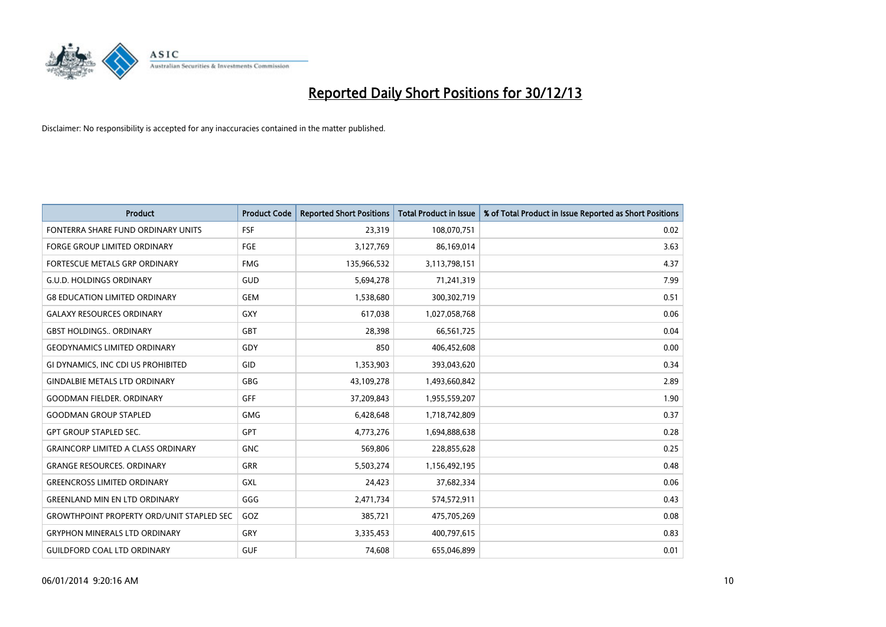# Reported Daily Short Positions for 30/12/13

Disclaimer: No responsibility is accepted for any inaccuracies contained in the matter published.

| Product | Product Code | Reported Short Positions | Total Product in Issue | % of Total Product in Issue Reported as Short Positions |
|---|---|---|---|---|
| FONTERRA SHARE FUND ORDINARY UNITS | FSF | 23,319 | 108,070,751 | 0.02 |
| FORGE GROUP LIMITED ORDINARY | FGE | 3,127,769 | 86,169,014 | 3.63 |
| FORTESCUE METALS GRP ORDINARY | FMG | 135,966,532 | 3,113,798,151 | 4.37 |
| G.U.D. HOLDINGS ORDINARY | GUD | 5,694,278 | 71,241,319 | 7.99 |
| G8 EDUCATION LIMITED ORDINARY | GEM | 1,538,680 | 300,302,719 | 0.51 |
| GALAXY RESOURCES ORDINARY | GXY | 617,038 | 1,027,058,768 | 0.06 |
| GBST HOLDINGS.. ORDINARY | GBT | 28,398 | 66,561,725 | 0.04 |
| GEODYNAMICS LIMITED ORDINARY | GDY | 850 | 406,452,608 | 0.00 |
| GI DYNAMICS, INC CDI US PROHIBITED | GID | 1,353,903 | 393,043,620 | 0.34 |
| GINDALBIE METALS LTD ORDINARY | GBG | 43,109,278 | 1,493,660,842 | 2.89 |
| GOODMAN FIELDER. ORDINARY | GFF | 37,209,843 | 1,955,559,207 | 1.90 |
| GOODMAN GROUP STAPLED | GMG | 6,428,648 | 1,718,742,809 | 0.37 |
| GPT GROUP STAPLED SEC. | GPT | 4,773,276 | 1,694,888,638 | 0.28 |
| GRAINCORP LIMITED A CLASS ORDINARY | GNC | 569,806 | 228,855,628 | 0.25 |
| GRANGE RESOURCES. ORDINARY | GRR | 5,503,274 | 1,156,492,195 | 0.48 |
| GREENCROSS LIMITED ORDINARY | GXL | 24,423 | 37,682,334 | 0.06 |
| GREENLAND MIN EN LTD ORDINARY | GGG | 2,471,734 | 574,572,911 | 0.43 |
| GROWTHPOINT PROPERTY ORD/UNIT STAPLED SEC | GOZ | 385,721 | 475,705,269 | 0.08 |
| GRYPHON MINERALS LTD ORDINARY | GRY | 3,335,453 | 400,797,615 | 0.83 |
| GUILDFORD COAL LTD ORDINARY | GUF | 74,608 | 655,046,899 | 0.01 |

06/01/2014 9:20:16 AM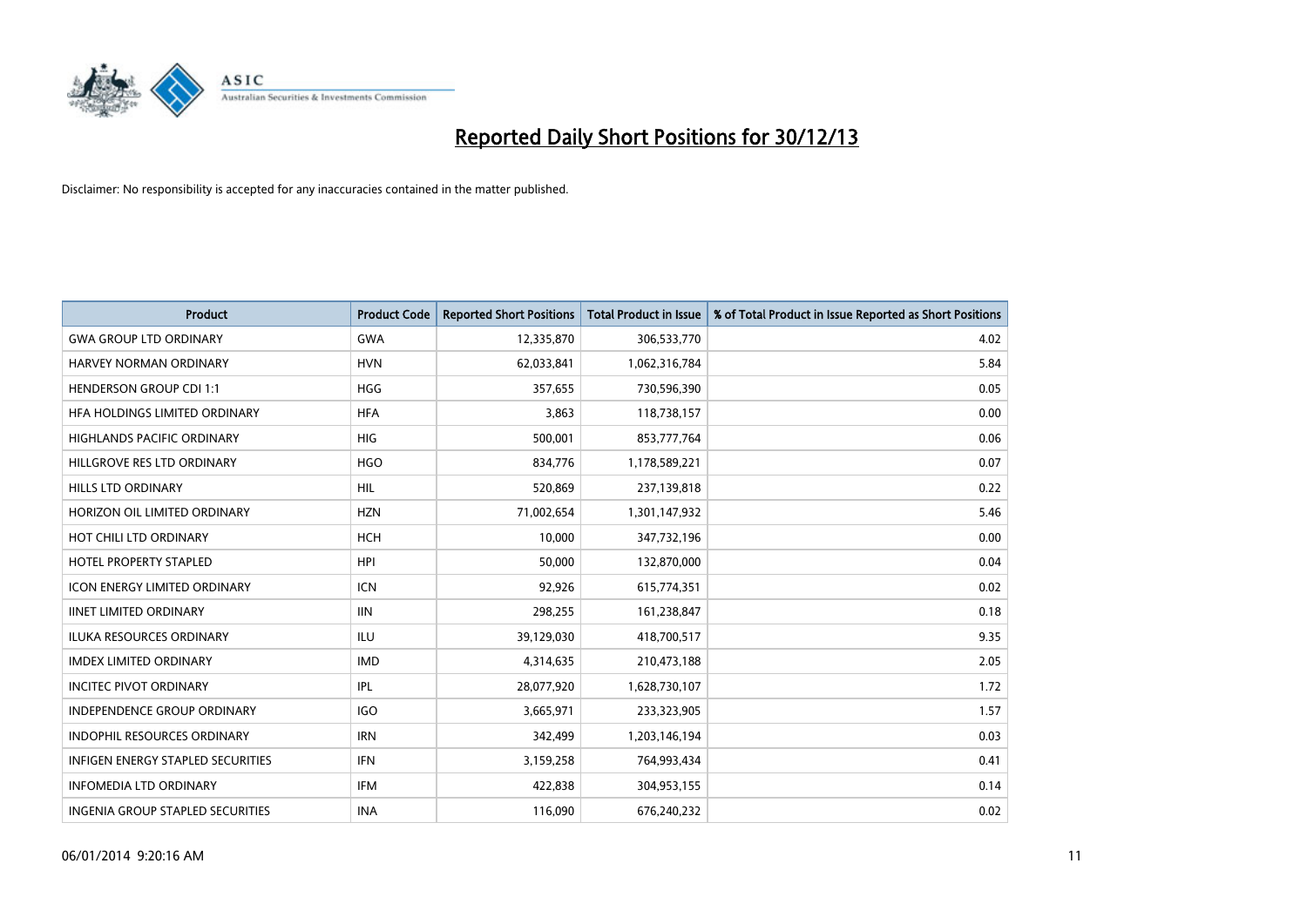# Reported Daily Short Positions for 30/12/13

Disclaimer: No responsibility is accepted for any inaccuracies contained in the matter published.

| Product | Product Code | Reported Short Positions | Total Product in Issue | % of Total Product in Issue Reported as Short Positions |
|---|---|---|---|---|
| GWA GROUP LTD ORDINARY | GWA | 12,335,870 | 306,533,770 | 4.02 |
| HARVEY NORMAN ORDINARY | HVN | 62,033,841 | 1,062,316,784 | 5.84 |
| HENDERSON GROUP CDI 1:1 | HGG | 357,655 | 730,596,390 | 0.05 |
| HFA HOLDINGS LIMITED ORDINARY | HFA | 3,863 | 118,738,157 | 0.00 |
| HIGHLANDS PACIFIC ORDINARY | HIG | 500,001 | 853,777,764 | 0.06 |
| HILLGROVE RES LTD ORDINARY | HGO | 834,776 | 1,178,589,221 | 0.07 |
| HILLS LTD ORDINARY | HIL | 520,869 | 237,139,818 | 0.22 |
| HORIZON OIL LIMITED ORDINARY | HZN | 71,002,654 | 1,301,147,932 | 5.46 |
| HOT CHILI LTD ORDINARY | HCH | 10,000 | 347,732,196 | 0.00 |
| HOTEL PROPERTY STAPLED | HPI | 50,000 | 132,870,000 | 0.04 |
| ICON ENERGY LIMITED ORDINARY | ICN | 92,926 | 615,774,351 | 0.02 |
| IINET LIMITED ORDINARY | IIN | 298,255 | 161,238,847 | 0.18 |
| ILUKA RESOURCES ORDINARY | ILU | 39,129,030 | 418,700,517 | 9.35 |
| IMDEX LIMITED ORDINARY | IMD | 4,314,635 | 210,473,188 | 2.05 |
| INCITEC PIVOT ORDINARY | IPL | 28,077,920 | 1,628,730,107 | 1.72 |
| INDEPENDENCE GROUP ORDINARY | IGO | 3,665,971 | 233,323,905 | 1.57 |
| INDOPHIL RESOURCES ORDINARY | IRN | 342,499 | 1,203,146,194 | 0.03 |
| INFIGEN ENERGY STAPLED SECURITIES | IFN | 3,159,258 | 764,993,434 | 0.41 |
| INFOMEDIA LTD ORDINARY | IFM | 422,838 | 304,953,155 | 0.14 |
| INGENIA GROUP STAPLED SECURITIES | INA | 116,090 | 676,240,232 | 0.02 |

06/01/2014 9:20:16 AM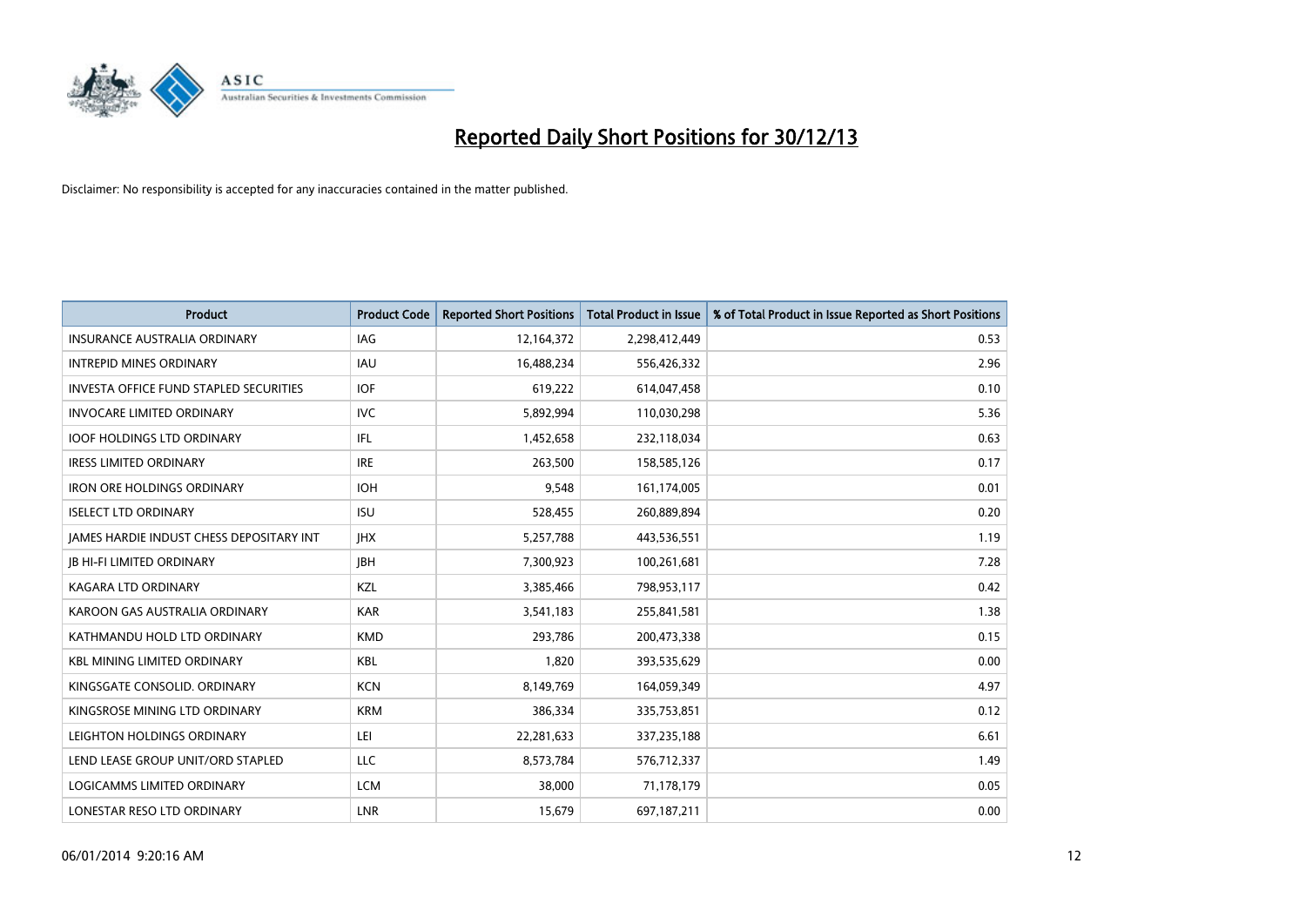# Reported Daily Short Positions for 30/12/13

Disclaimer: No responsibility is accepted for any inaccuracies contained in the matter published.

| Product | Product Code | Reported Short Positions | Total Product in Issue | % of Total Product in Issue Reported as Short Positions |
|---|---|---|---|---|
| INSURANCE AUSTRALIA ORDINARY | IAG | 12,164,372 | 2,298,412,449 | 0.53 |
| INTREPID MINES ORDINARY | IAU | 16,488,234 | 556,426,332 | 2.96 |
| INVESTA OFFICE FUND STAPLED SECURITIES | IOF | 619,222 | 614,047,458 | 0.10 |
| INVOCARE LIMITED ORDINARY | IVC | 5,892,994 | 110,030,298 | 5.36 |
| IOOF HOLDINGS LTD ORDINARY | IFL | 1,452,658 | 232,118,034 | 0.63 |
| IRESS LIMITED ORDINARY | IRE | 263,500 | 158,585,126 | 0.17 |
| IRON ORE HOLDINGS ORDINARY | IOH | 9,548 | 161,174,005 | 0.01 |
| ISELECT LTD ORDINARY | ISU | 528,455 | 260,889,894 | 0.20 |
| JAMES HARDIE INDUST CHESS DEPOSITARY INT | JHX | 5,257,788 | 443,536,551 | 1.19 |
| JB HI-FI LIMITED ORDINARY | JBH | 7,300,923 | 100,261,681 | 7.28 |
| KAGARA LTD ORDINARY | KZL | 3,385,466 | 798,953,117 | 0.42 |
| KAROON GAS AUSTRALIA ORDINARY | KAR | 3,541,183 | 255,841,581 | 1.38 |
| KATHMANDU HOLD LTD ORDINARY | KMD | 293,786 | 200,473,338 | 0.15 |
| KBL MINING LIMITED ORDINARY | KBL | 1,820 | 393,535,629 | 0.00 |
| KINGSGATE CONSOLID. ORDINARY | KCN | 8,149,769 | 164,059,349 | 4.97 |
| KINGSROSE MINING LTD ORDINARY | KRM | 386,334 | 335,753,851 | 0.12 |
| LEIGHTON HOLDINGS ORDINARY | LEI | 22,281,633 | 337,235,188 | 6.61 |
| LEND LEASE GROUP UNIT/ORD STAPLED | LLC | 8,573,784 | 576,712,337 | 1.49 |
| LOGICAMMS LIMITED ORDINARY | LCM | 38,000 | 71,178,179 | 0.05 |
| LONESTAR RESO LTD ORDINARY | LNR | 15,679 | 697,187,211 | 0.00 |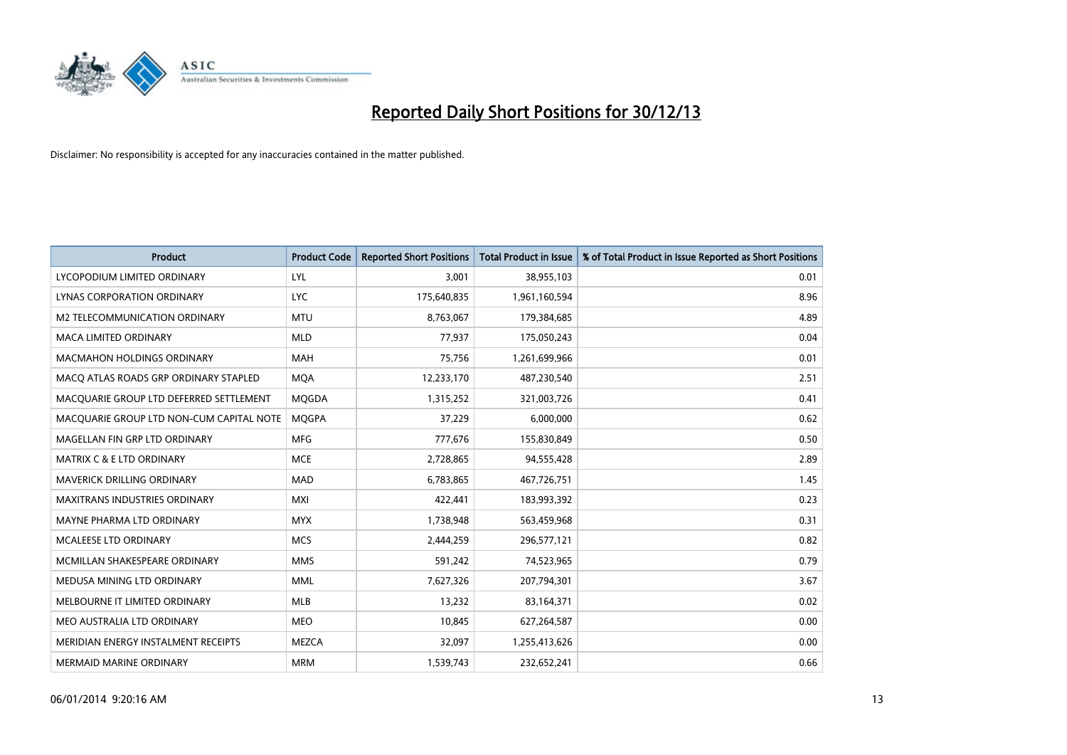# Reported Daily Short Positions for 30/12/13

Disclaimer: No responsibility is accepted for any inaccuracies contained in the matter published.

| Product | Product Code | Reported Short Positions | Total Product in Issue | % of Total Product in Issue Reported as Short Positions |
|---|---|---|---|---|
| LYCOPODIUM LIMITED ORDINARY | LYL | 3,001 | 38,955,103 | 0.01 |
| LYNAS CORPORATION ORDINARY | LYC | 175,640,835 | 1,961,160,594 | 8.96 |
| M2 TELECOMMUNICATION ORDINARY | MTU | 8,763,067 | 179,384,685 | 4.89 |
| MACA LIMITED ORDINARY | MLD | 77,937 | 175,050,243 | 0.04 |
| MACMAHON HOLDINGS ORDINARY | MAH | 75,756 | 1,261,699,966 | 0.01 |
| MACQ ATLAS ROADS GRP ORDINARY STAPLED | MQA | 12,233,170 | 487,230,540 | 2.51 |
| MACQUARIE GROUP LTD DEFERRED SETTLEMENT | MQGDA | 1,315,252 | 321,003,726 | 0.41 |
| MACQUARIE GROUP LTD NON-CUM CAPITAL NOTE | MQGPA | 37,229 | 6,000,000 | 0.62 |
| MAGELLAN FIN GRP LTD ORDINARY | MFG | 777,676 | 155,830,849 | 0.50 |
| MATRIX C & E LTD ORDINARY | MCE | 2,728,865 | 94,555,428 | 2.89 |
| MAVERICK DRILLING ORDINARY | MAD | 6,783,865 | 467,726,751 | 1.45 |
| MAXITRANS INDUSTRIES ORDINARY | MXI | 422,441 | 183,993,392 | 0.23 |
| MAYNE PHARMA LTD ORDINARY | MYX | 1,738,948 | 563,459,968 | 0.31 |
| MCALEESE LTD ORDINARY | MCS | 2,444,259 | 296,577,121 | 0.82 |
| MCMILLAN SHAKESPEARE ORDINARY | MMS | 591,242 | 74,523,965 | 0.79 |
| MEDUSA MINING LTD ORDINARY | MML | 7,627,326 | 207,794,301 | 3.67 |
| MELBOURNE IT LIMITED ORDINARY | MLB | 13,232 | 83,164,371 | 0.02 |
| MEO AUSTRALIA LTD ORDINARY | MEO | 10,845 | 627,264,587 | 0.00 |
| MERIDIAN ENERGY INSTALMENT RECEIPTS | MEZCA | 32,097 | 1,255,413,626 | 0.00 |
| MERMAID MARINE ORDINARY | MRM | 1,539,743 | 232,652,241 | 0.66 |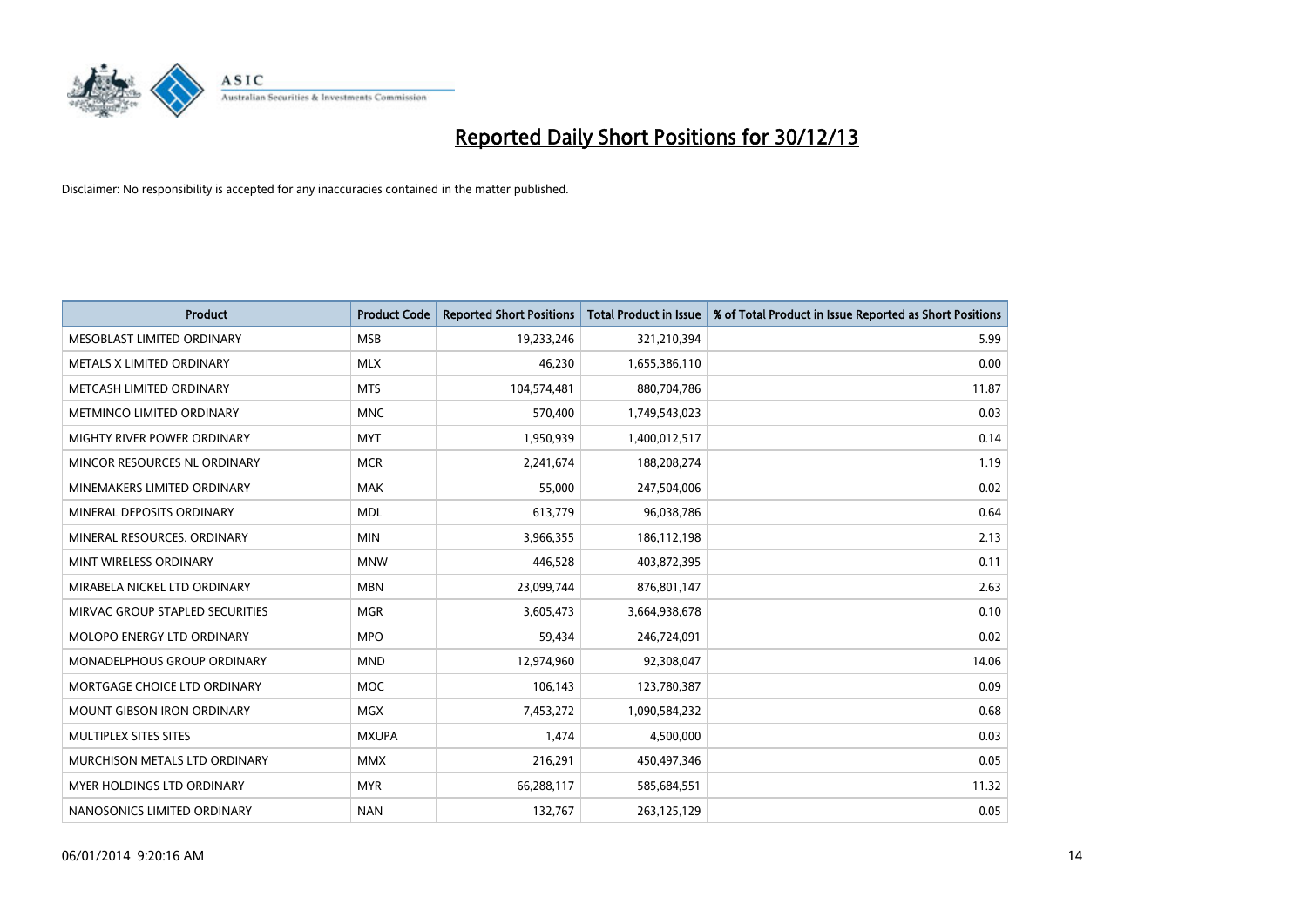# Reported Daily Short Positions for 30/12/13

Disclaimer: No responsibility is accepted for any inaccuracies contained in the matter published.

| Product | Product Code | Reported Short Positions | Total Product in Issue | % of Total Product in Issue Reported as Short Positions |
|---|---|---|---|---|
| MESOBLAST LIMITED ORDINARY | MSB | 19,233,246 | 321,210,394 | 5.99 |
| METALS X LIMITED ORDINARY | MLX | 46,230 | 1,655,386,110 | 0.00 |
| METCASH LIMITED ORDINARY | MTS | 104,574,481 | 880,704,786 | 11.87 |
| METMINCO LIMITED ORDINARY | MNC | 570,400 | 1,749,543,023 | 0.03 |
| MIGHTY RIVER POWER ORDINARY | MYT | 1,950,939 | 1,400,012,517 | 0.14 |
| MINCOR RESOURCES NL ORDINARY | MCR | 2,241,674 | 188,208,274 | 1.19 |
| MINEMAKERS LIMITED ORDINARY | MAK | 55,000 | 247,504,006 | 0.02 |
| MINERAL DEPOSITS ORDINARY | MDL | 613,779 | 96,038,786 | 0.64 |
| MINERAL RESOURCES. ORDINARY | MIN | 3,966,355 | 186,112,198 | 2.13 |
| MINT WIRELESS ORDINARY | MNW | 446,528 | 403,872,395 | 0.11 |
| MIRABELA NICKEL LTD ORDINARY | MBN | 23,099,744 | 876,801,147 | 2.63 |
| MIRVAC GROUP STAPLED SECURITIES | MGR | 3,605,473 | 3,664,938,678 | 0.10 |
| MOLOPO ENERGY LTD ORDINARY | MPO | 59,434 | 246,724,091 | 0.02 |
| MONADELPHOUS GROUP ORDINARY | MND | 12,974,960 | 92,308,047 | 14.06 |
| MORTGAGE CHOICE LTD ORDINARY | MOC | 106,143 | 123,780,387 | 0.09 |
| MOUNT GIBSON IRON ORDINARY | MGX | 7,453,272 | 1,090,584,232 | 0.68 |
| MULTIPLEX SITES SITES | MXUPA | 1,474 | 4,500,000 | 0.03 |
| MURCHISON METALS LTD ORDINARY | MMX | 216,291 | 450,497,346 | 0.05 |
| MYER HOLDINGS LTD ORDINARY | MYR | 66,288,117 | 585,684,551 | 11.32 |
| NANOSONICS LIMITED ORDINARY | NAN | 132,767 | 263,125,129 | 0.05 |

06/01/2014 9:20:16 AM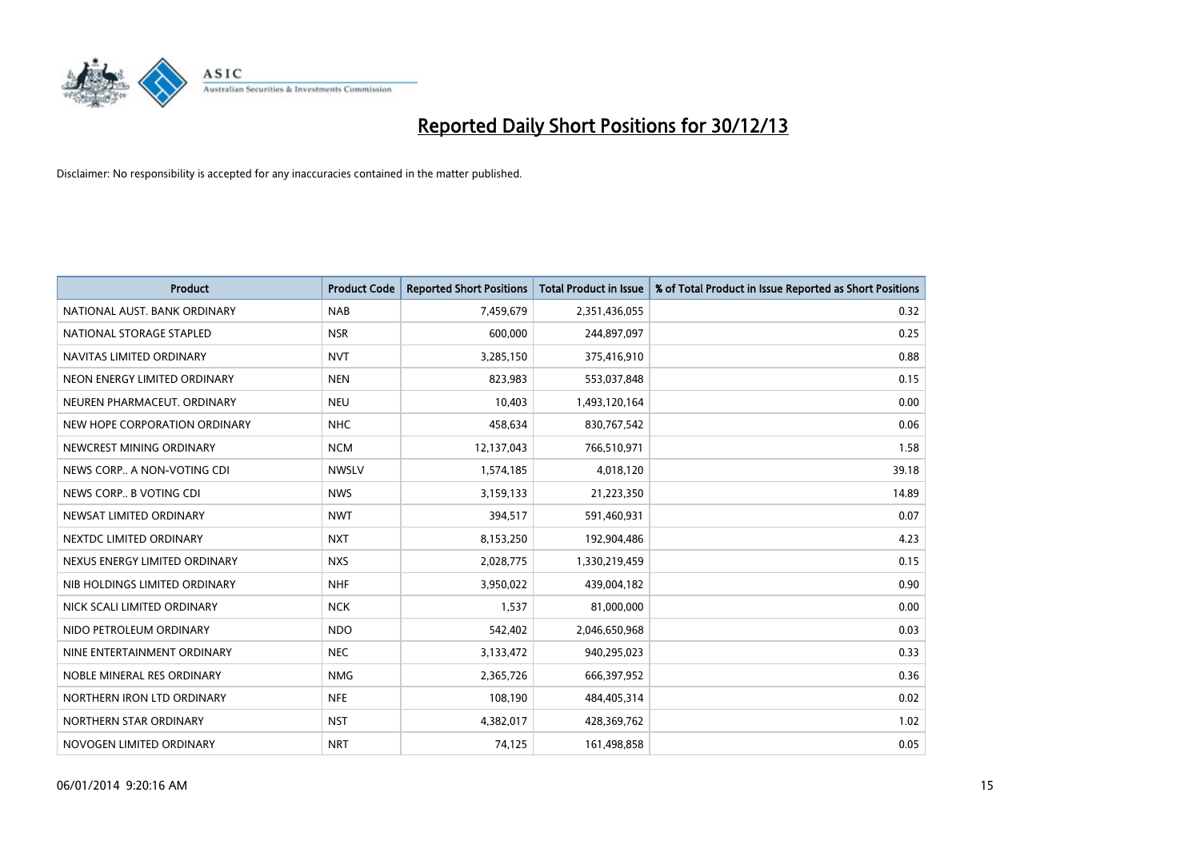# Reported Daily Short Positions for 30/12/13

Disclaimer: No responsibility is accepted for any inaccuracies contained in the matter published.

| Product | Product Code | Reported Short Positions | Total Product in Issue | % of Total Product in Issue Reported as Short Positions |
|---|---|---|---|---|
| NATIONAL AUST. BANK ORDINARY | NAB | 7,459,679 | 2,351,436,055 | 0.32 |
| NATIONAL STORAGE STAPLED | NSR | 600,000 | 244,897,097 | 0.25 |
| NAVITAS LIMITED ORDINARY | NVT | 3,285,150 | 375,416,910 | 0.88 |
| NEON ENERGY LIMITED ORDINARY | NEN | 823,983 | 553,037,848 | 0.15 |
| NEUREN PHARMACEUT. ORDINARY | NEU | 10,403 | 1,493,120,164 | 0.00 |
| NEW HOPE CORPORATION ORDINARY | NHC | 458,634 | 830,767,542 | 0.06 |
| NEWCREST MINING ORDINARY | NCM | 12,137,043 | 766,510,971 | 1.58 |
| NEWS CORP.. A NON-VOTING CDI | NWSLV | 1,574,185 | 4,018,120 | 39.18 |
| NEWS CORP.. B VOTING CDI | NWS | 3,159,133 | 21,223,350 | 14.89 |
| NEWSAT LIMITED ORDINARY | NWT | 394,517 | 591,460,931 | 0.07 |
| NEXTDC LIMITED ORDINARY | NXT | 8,153,250 | 192,904,486 | 4.23 |
| NEXUS ENERGY LIMITED ORDINARY | NXS | 2,028,775 | 1,330,219,459 | 0.15 |
| NIB HOLDINGS LIMITED ORDINARY | NHF | 3,950,022 | 439,004,182 | 0.90 |
| NICK SCALI LIMITED ORDINARY | NCK | 1,537 | 81,000,000 | 0.00 |
| NIDO PETROLEUM ORDINARY | NDO | 542,402 | 2,046,650,968 | 0.03 |
| NINE ENTERTAINMENT ORDINARY | NEC | 3,133,472 | 940,295,023 | 0.33 |
| NOBLE MINERAL RES ORDINARY | NMG | 2,365,726 | 666,397,952 | 0.36 |
| NORTHERN IRON LTD ORDINARY | NFE | 108,190 | 484,405,314 | 0.02 |
| NORTHERN STAR ORDINARY | NST | 4,382,017 | 428,369,762 | 1.02 |
| NOVOGEN LIMITED ORDINARY | NRT | 74,125 | 161,498,858 | 0.05 |

06/01/2014 9:20:16 AM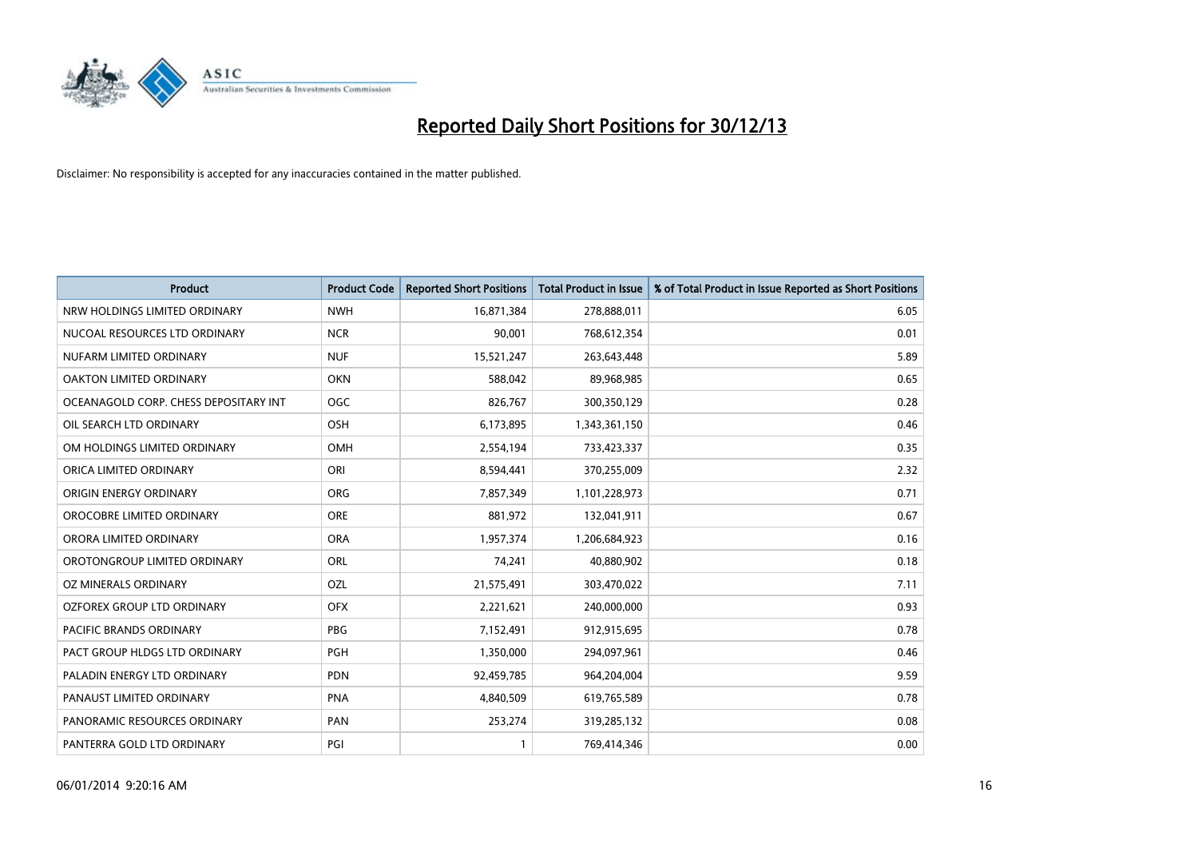# Reported Daily Short Positions for 30/12/13

Disclaimer: No responsibility is accepted for any inaccuracies contained in the matter published.

| Product | Product Code | Reported Short Positions | Total Product in Issue | % of Total Product in Issue Reported as Short Positions |
|---|---|---|---|---|
| NRW HOLDINGS LIMITED ORDINARY | NWH | 16,871,384 | 278,888,011 | 6.05 |
| NUCOAL RESOURCES LTD ORDINARY | NCR | 90,001 | 768,612,354 | 0.01 |
| NUFARM LIMITED ORDINARY | NUF | 15,521,247 | 263,643,448 | 5.89 |
| OAKTON LIMITED ORDINARY | OKN | 588,042 | 89,968,985 | 0.65 |
| OCEANAGOLD CORP. CHESS DEPOSITARY INT | OGC | 826,767 | 300,350,129 | 0.28 |
| OIL SEARCH LTD ORDINARY | OSH | 6,173,895 | 1,343,361,150 | 0.46 |
| OM HOLDINGS LIMITED ORDINARY | OMH | 2,554,194 | 733,423,337 | 0.35 |
| ORICA LIMITED ORDINARY | ORI | 8,594,441 | 370,255,009 | 2.32 |
| ORIGIN ENERGY ORDINARY | ORG | 7,857,349 | 1,101,228,973 | 0.71 |
| OROCOBRE LIMITED ORDINARY | ORE | 881,972 | 132,041,911 | 0.67 |
| ORORA LIMITED ORDINARY | ORA | 1,957,374 | 1,206,684,923 | 0.16 |
| OROTONGROUP LIMITED ORDINARY | ORL | 74,241 | 40,880,902 | 0.18 |
| OZ MINERALS ORDINARY | OZL | 21,575,491 | 303,470,022 | 7.11 |
| OZFOREX GROUP LTD ORDINARY | OFX | 2,221,621 | 240,000,000 | 0.93 |
| PACIFIC BRANDS ORDINARY | PBG | 7,152,491 | 912,915,695 | 0.78 |
| PACT GROUP HLDGS LTD ORDINARY | PGH | 1,350,000 | 294,097,961 | 0.46 |
| PALADIN ENERGY LTD ORDINARY | PDN | 92,459,785 | 964,204,004 | 9.59 |
| PANAUST LIMITED ORDINARY | PNA | 4,840,509 | 619,765,589 | 0.78 |
| PANORAMIC RESOURCES ORDINARY | PAN | 253,274 | 319,285,132 | 0.08 |
| PANTERRA GOLD LTD ORDINARY | PGI | 1 | 769,414,346 | 0.00 |

06/01/2014 9:20:16 AM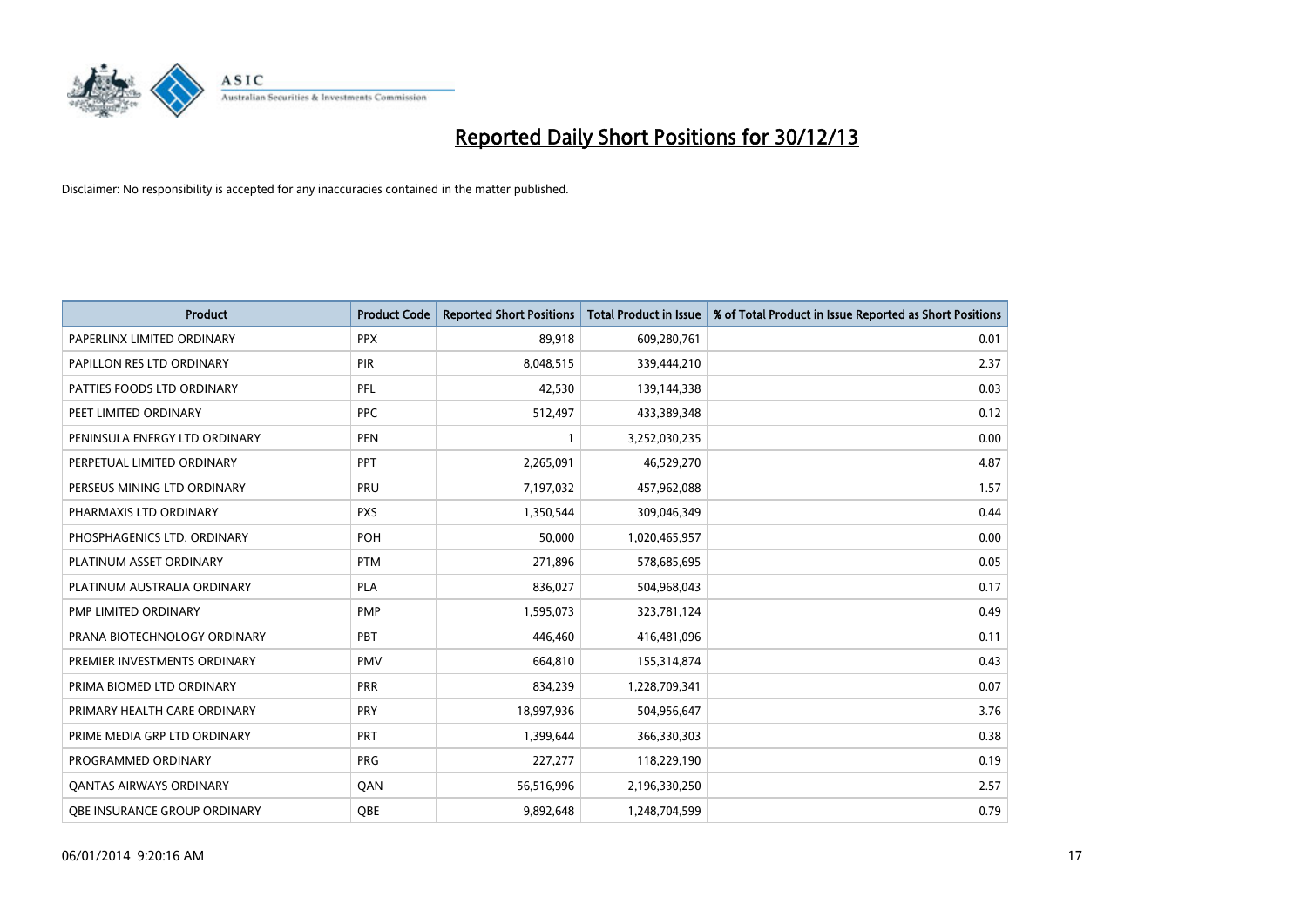# Reported Daily Short Positions for 30/12/13

Disclaimer: No responsibility is accepted for any inaccuracies contained in the matter published.

| Product | Product Code | Reported Short Positions | Total Product in Issue | % of Total Product in Issue Reported as Short Positions |
|---|---|---|---|---|
| PAPERLINX LIMITED ORDINARY | PPX | 89,918 | 609,280,761 | 0.01 |
| PAPILLON RES LTD ORDINARY | PIR | 8,048,515 | 339,444,210 | 2.37 |
| PATTIES FOODS LTD ORDINARY | PFL | 42,530 | 139,144,338 | 0.03 |
| PEET LIMITED ORDINARY | PPC | 512,497 | 433,389,348 | 0.12 |
| PENINSULA ENERGY LTD ORDINARY | PEN | 1 | 3,252,030,235 | 0.00 |
| PERPETUAL LIMITED ORDINARY | PPT | 2,265,091 | 46,529,270 | 4.87 |
| PERSEUS MINING LTD ORDINARY | PRU | 7,197,032 | 457,962,088 | 1.57 |
| PHARMAXIS LTD ORDINARY | PXS | 1,350,544 | 309,046,349 | 0.44 |
| PHOSPHAGENICS LTD. ORDINARY | POH | 50,000 | 1,020,465,957 | 0.00 |
| PLATINUM ASSET ORDINARY | PTM | 271,896 | 578,685,695 | 0.05 |
| PLATINUM AUSTRALIA ORDINARY | PLA | 836,027 | 504,968,043 | 0.17 |
| PMP LIMITED ORDINARY | PMP | 1,595,073 | 323,781,124 | 0.49 |
| PRANA BIOTECHNOLOGY ORDINARY | PBT | 446,460 | 416,481,096 | 0.11 |
| PREMIER INVESTMENTS ORDINARY | PMV | 664,810 | 155,314,874 | 0.43 |
| PRIMA BIOMED LTD ORDINARY | PRR | 834,239 | 1,228,709,341 | 0.07 |
| PRIMARY HEALTH CARE ORDINARY | PRY | 18,997,936 | 504,956,647 | 3.76 |
| PRIME MEDIA GRP LTD ORDINARY | PRT | 1,399,644 | 366,330,303 | 0.38 |
| PROGRAMMED ORDINARY | PRG | 227,277 | 118,229,190 | 0.19 |
| QANTAS AIRWAYS ORDINARY | QAN | 56,516,996 | 2,196,330,250 | 2.57 |
| QBE INSURANCE GROUP ORDINARY | QBE | 9,892,648 | 1,248,704,599 | 0.79 |

06/01/2014 9:20:16 AM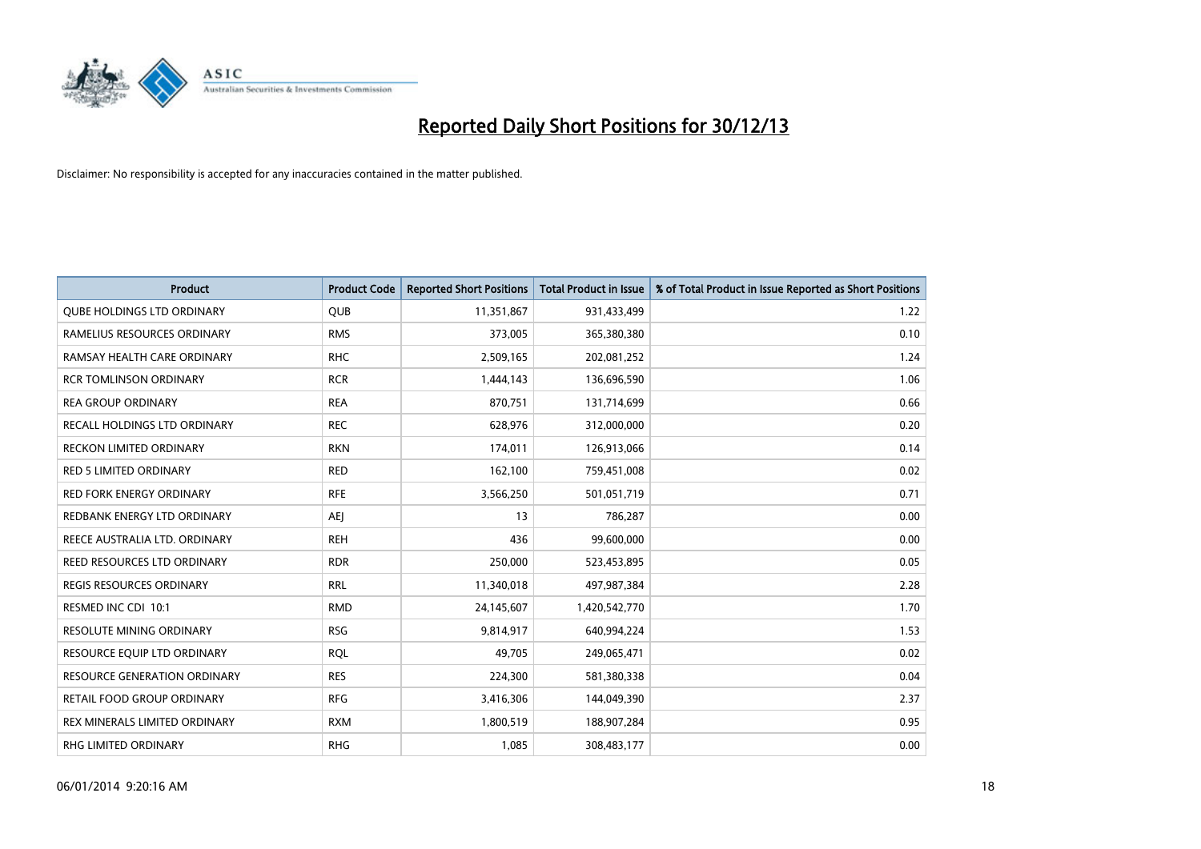# Reported Daily Short Positions for 30/12/13

Disclaimer: No responsibility is accepted for any inaccuracies contained in the matter published.

| Product | Product Code | Reported Short Positions | Total Product in Issue | % of Total Product in Issue Reported as Short Positions |
|---|---|---|---|---|
| QUBE HOLDINGS LTD ORDINARY | QUB | 11,351,867 | 931,433,499 | 1.22 |
| RAMELIUS RESOURCES ORDINARY | RMS | 373,005 | 365,380,380 | 0.10 |
| RAMSAY HEALTH CARE ORDINARY | RHC | 2,509,165 | 202,081,252 | 1.24 |
| RCR TOMLINSON ORDINARY | RCR | 1,444,143 | 136,696,590 | 1.06 |
| REA GROUP ORDINARY | REA | 870,751 | 131,714,699 | 0.66 |
| RECALL HOLDINGS LTD ORDINARY | REC | 628,976 | 312,000,000 | 0.20 |
| RECKON LIMITED ORDINARY | RKN | 174,011 | 126,913,066 | 0.14 |
| RED 5 LIMITED ORDINARY | RED | 162,100 | 759,451,008 | 0.02 |
| RED FORK ENERGY ORDINARY | RFE | 3,566,250 | 501,051,719 | 0.71 |
| REDBANK ENERGY LTD ORDINARY | AEJ | 13 | 786,287 | 0.00 |
| REECE AUSTRALIA LTD. ORDINARY | REH | 436 | 99,600,000 | 0.00 |
| REED RESOURCES LTD ORDINARY | RDR | 250,000 | 523,453,895 | 0.05 |
| REGIS RESOURCES ORDINARY | RRL | 11,340,018 | 497,987,384 | 2.28 |
| RESMED INC CDI 10:1 | RMD | 24,145,607 | 1,420,542,770 | 1.70 |
| RESOLUTE MINING ORDINARY | RSG | 9,814,917 | 640,994,224 | 1.53 |
| RESOURCE EQUIP LTD ORDINARY | RQL | 49,705 | 249,065,471 | 0.02 |
| RESOURCE GENERATION ORDINARY | RES | 224,300 | 581,380,338 | 0.04 |
| RETAIL FOOD GROUP ORDINARY | RFG | 3,416,306 | 144,049,390 | 2.37 |
| REX MINERALS LIMITED ORDINARY | RXM | 1,800,519 | 188,907,284 | 0.95 |
| RHG LIMITED ORDINARY | RHG | 1,085 | 308,483,177 | 0.00 |

06/01/2014 9:20:16 AM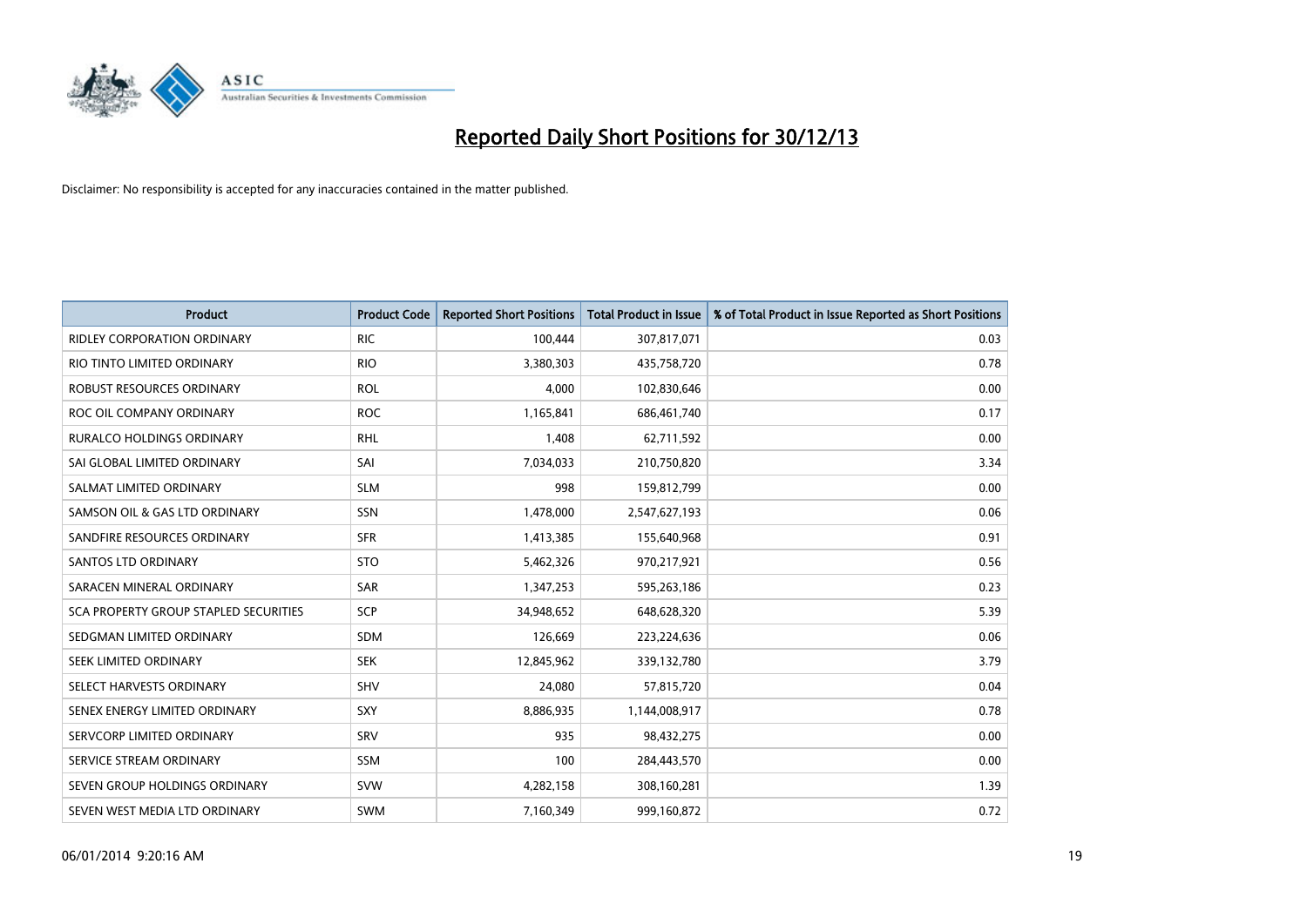# Reported Daily Short Positions for 30/12/13

Disclaimer: No responsibility is accepted for any inaccuracies contained in the matter published.

| Product | Product Code | Reported Short Positions | Total Product in Issue | % of Total Product in Issue Reported as Short Positions |
|---|---|---|---|---|
| RIDLEY CORPORATION ORDINARY | RIC | 100,444 | 307,817,071 | 0.03 |
| RIO TINTO LIMITED ORDINARY | RIO | 3,380,303 | 435,758,720 | 0.78 |
| ROBUST RESOURCES ORDINARY | ROL | 4,000 | 102,830,646 | 0.00 |
| ROC OIL COMPANY ORDINARY | ROC | 1,165,841 | 686,461,740 | 0.17 |
| RURALCO HOLDINGS ORDINARY | RHL | 1,408 | 62,711,592 | 0.00 |
| SAI GLOBAL LIMITED ORDINARY | SAI | 7,034,033 | 210,750,820 | 3.34 |
| SALMAT LIMITED ORDINARY | SLM | 998 | 159,812,799 | 0.00 |
| SAMSON OIL & GAS LTD ORDINARY | SSN | 1,478,000 | 2,547,627,193 | 0.06 |
| SANDFIRE RESOURCES ORDINARY | SFR | 1,413,385 | 155,640,968 | 0.91 |
| SANTOS LTD ORDINARY | STO | 5,462,326 | 970,217,921 | 0.56 |
| SARACEN MINERAL ORDINARY | SAR | 1,347,253 | 595,263,186 | 0.23 |
| SCA PROPERTY GROUP STAPLED SECURITIES | SCP | 34,948,652 | 648,628,320 | 5.39 |
| SEDGMAN LIMITED ORDINARY | SDM | 126,669 | 223,224,636 | 0.06 |
| SEEK LIMITED ORDINARY | SEK | 12,845,962 | 339,132,780 | 3.79 |
| SELECT HARVESTS ORDINARY | SHV | 24,080 | 57,815,720 | 0.04 |
| SENEX ENERGY LIMITED ORDINARY | SXY | 8,886,935 | 1,144,008,917 | 0.78 |
| SERVCORP LIMITED ORDINARY | SRV | 935 | 98,432,275 | 0.00 |
| SERVICE STREAM ORDINARY | SSM | 100 | 284,443,570 | 0.00 |
| SEVEN GROUP HOLDINGS ORDINARY | SVW | 4,282,158 | 308,160,281 | 1.39 |
| SEVEN WEST MEDIA LTD ORDINARY | SWM | 7,160,349 | 999,160,872 | 0.72 |

06/01/2014 9:20:16 AM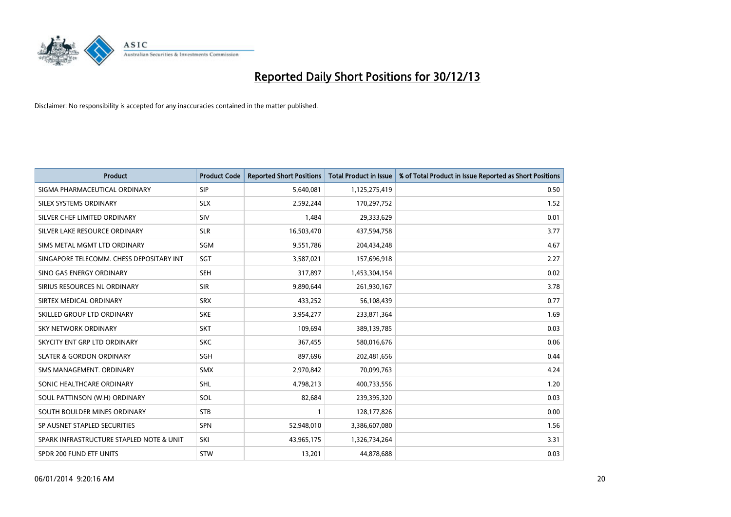# Reported Daily Short Positions for 30/12/13

Disclaimer: No responsibility is accepted for any inaccuracies contained in the matter published.

| Product | Product Code | Reported Short Positions | Total Product in Issue | % of Total Product in Issue Reported as Short Positions |
|---|---|---|---|---|
| SIGMA PHARMACEUTICAL ORDINARY | SIP | 5,640,081 | 1,125,275,419 | 0.50 |
| SILEX SYSTEMS ORDINARY | SLX | 2,592,244 | 170,297,752 | 1.52 |
| SILVER CHEF LIMITED ORDINARY | SIV | 1,484 | 29,333,629 | 0.01 |
| SILVER LAKE RESOURCE ORDINARY | SLR | 16,503,470 | 437,594,758 | 3.77 |
| SIMS METAL MGMT LTD ORDINARY | SGM | 9,551,786 | 204,434,248 | 4.67 |
| SINGAPORE TELECOMM. CHESS DEPOSITARY INT | SGT | 3,587,021 | 157,696,918 | 2.27 |
| SINO GAS ENERGY ORDINARY | SEH | 317,897 | 1,453,304,154 | 0.02 |
| SIRIUS RESOURCES NL ORDINARY | SIR | 9,890,644 | 261,930,167 | 3.78 |
| SIRTEX MEDICAL ORDINARY | SRX | 433,252 | 56,108,439 | 0.77 |
| SKILLED GROUP LTD ORDINARY | SKE | 3,954,277 | 233,871,364 | 1.69 |
| SKY NETWORK ORDINARY | SKT | 109,694 | 389,139,785 | 0.03 |
| SKYCITY ENT GRP LTD ORDINARY | SKC | 367,455 | 580,016,676 | 0.06 |
| SLATER & GORDON ORDINARY | SGH | 897,696 | 202,481,656 | 0.44 |
| SMS MANAGEMENT. ORDINARY | SMX | 2,970,842 | 70,099,763 | 4.24 |
| SONIC HEALTHCARE ORDINARY | SHL | 4,798,213 | 400,733,556 | 1.20 |
| SOUL PATTINSON (W.H) ORDINARY | SOL | 82,684 | 239,395,320 | 0.03 |
| SOUTH BOULDER MINES ORDINARY | STB | 1 | 128,177,826 | 0.00 |
| SP AUSNET STAPLED SECURITIES | SPN | 52,948,010 | 3,386,607,080 | 1.56 |
| SPARK INFRASTRUCTURE STAPLED NOTE & UNIT | SKI | 43,965,175 | 1,326,734,264 | 3.31 |
| SPDR 200 FUND ETF UNITS | STW | 13,201 | 44,878,688 | 0.03 |

06/01/2014 9:20:16 AM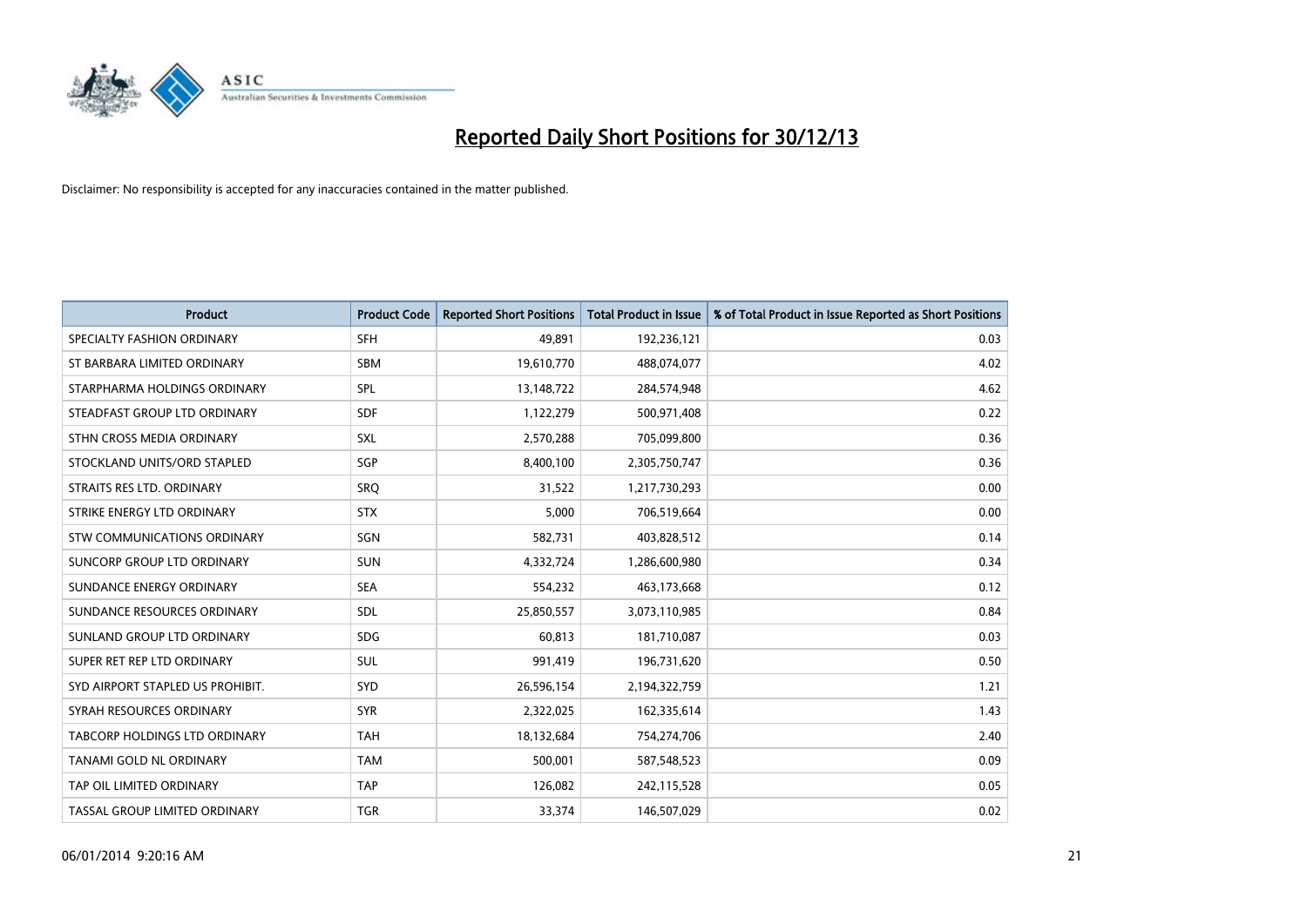# Reported Daily Short Positions for 30/12/13

Disclaimer: No responsibility is accepted for any inaccuracies contained in the matter published.

| Product | Product Code | Reported Short Positions | Total Product in Issue | % of Total Product in Issue Reported as Short Positions |
|---|---|---|---|---|
| SPECIALTY FASHION ORDINARY | SFH | 49,891 | 192,236,121 | 0.03 |
| ST BARBARA LIMITED ORDINARY | SBM | 19,610,770 | 488,074,077 | 4.02 |
| STARPHARMA HOLDINGS ORDINARY | SPL | 13,148,722 | 284,574,948 | 4.62 |
| STEADFAST GROUP LTD ORDINARY | SDF | 1,122,279 | 500,971,408 | 0.22 |
| STHN CROSS MEDIA ORDINARY | SXL | 2,570,288 | 705,099,800 | 0.36 |
| STOCKLAND UNITS/ORD STAPLED | SGP | 8,400,100 | 2,305,750,747 | 0.36 |
| STRAITS RES LTD. ORDINARY | SRQ | 31,522 | 1,217,730,293 | 0.00 |
| STRIKE ENERGY LTD ORDINARY | STX | 5,000 | 706,519,664 | 0.00 |
| STW COMMUNICATIONS ORDINARY | SGN | 582,731 | 403,828,512 | 0.14 |
| SUNCORP GROUP LTD ORDINARY | SUN | 4,332,724 | 1,286,600,980 | 0.34 |
| SUNDANCE ENERGY ORDINARY | SEA | 554,232 | 463,173,668 | 0.12 |
| SUNDANCE RESOURCES ORDINARY | SDL | 25,850,557 | 3,073,110,985 | 0.84 |
| SUNLAND GROUP LTD ORDINARY | SDG | 60,813 | 181,710,087 | 0.03 |
| SUPER RET REP LTD ORDINARY | SUL | 991,419 | 196,731,620 | 0.50 |
| SYD AIRPORT STAPLED US PROHIBIT. | SYD | 26,596,154 | 2,194,322,759 | 1.21 |
| SYRAH RESOURCES ORDINARY | SYR | 2,322,025 | 162,335,614 | 1.43 |
| TABCORP HOLDINGS LTD ORDINARY | TAH | 18,132,684 | 754,274,706 | 2.40 |
| TANAMI GOLD NL ORDINARY | TAM | 500,001 | 587,548,523 | 0.09 |
| TAP OIL LIMITED ORDINARY | TAP | 126,082 | 242,115,528 | 0.05 |
| TASSAL GROUP LIMITED ORDINARY | TGR | 33,374 | 146,507,029 | 0.02 |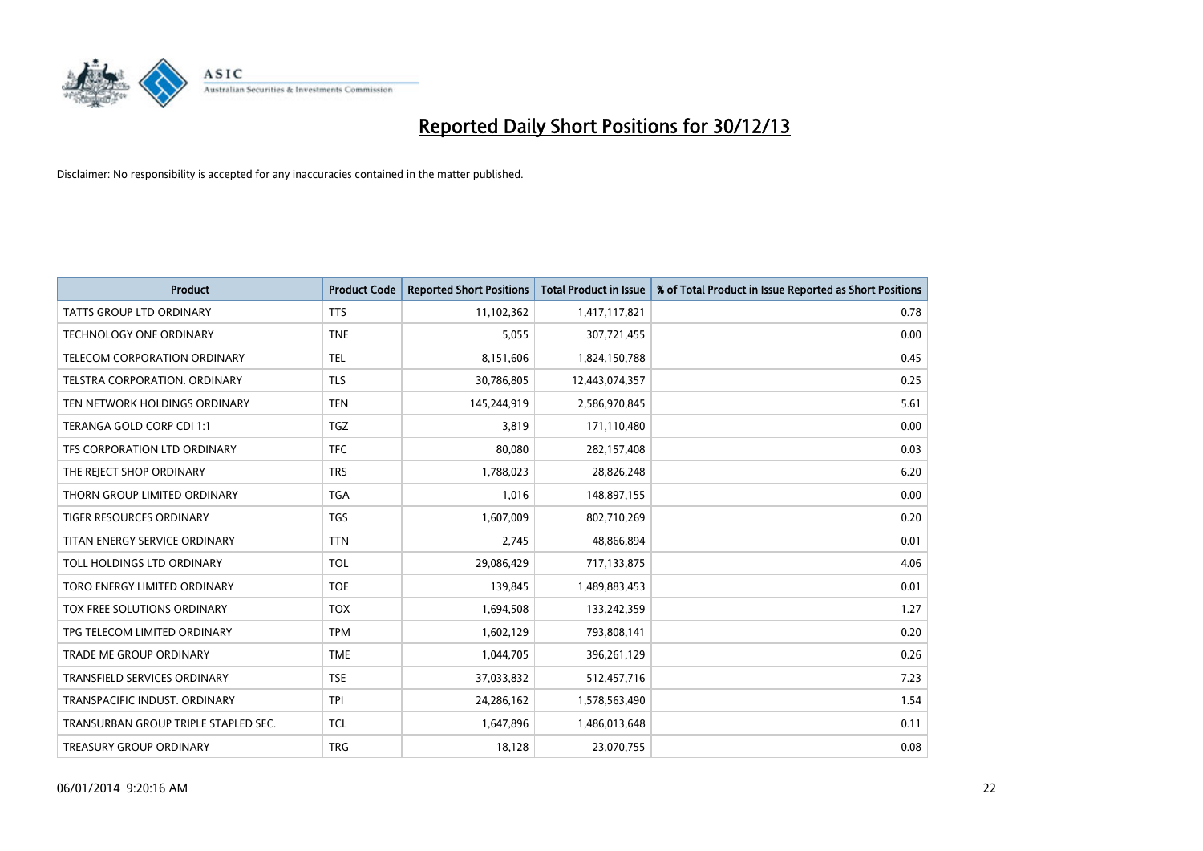# Reported Daily Short Positions for 30/12/13

Disclaimer: No responsibility is accepted for any inaccuracies contained in the matter published.

| Product | Product Code | Reported Short Positions | Total Product in Issue | % of Total Product in Issue Reported as Short Positions |
|---|---|---|---|---|
| TATTS GROUP LTD ORDINARY | TTS | 11,102,362 | 1,417,117,821 | 0.78 |
| TECHNOLOGY ONE ORDINARY | TNE | 5,055 | 307,721,455 | 0.00 |
| TELECOM CORPORATION ORDINARY | TEL | 8,151,606 | 1,824,150,788 | 0.45 |
| TELSTRA CORPORATION. ORDINARY | TLS | 30,786,805 | 12,443,074,357 | 0.25 |
| TEN NETWORK HOLDINGS ORDINARY | TEN | 145,244,919 | 2,586,970,845 | 5.61 |
| TERANGA GOLD CORP CDI 1:1 | TGZ | 3,819 | 171,110,480 | 0.00 |
| TFS CORPORATION LTD ORDINARY | TFC | 80,080 | 282,157,408 | 0.03 |
| THE REJECT SHOP ORDINARY | TRS | 1,788,023 | 28,826,248 | 6.20 |
| THORN GROUP LIMITED ORDINARY | TGA | 1,016 | 148,897,155 | 0.00 |
| TIGER RESOURCES ORDINARY | TGS | 1,607,009 | 802,710,269 | 0.20 |
| TITAN ENERGY SERVICE ORDINARY | TTN | 2,745 | 48,866,894 | 0.01 |
| TOLL HOLDINGS LTD ORDINARY | TOL | 29,086,429 | 717,133,875 | 4.06 |
| TORO ENERGY LIMITED ORDINARY | TOE | 139,845 | 1,489,883,453 | 0.01 |
| TOX FREE SOLUTIONS ORDINARY | TOX | 1,694,508 | 133,242,359 | 1.27 |
| TPG TELECOM LIMITED ORDINARY | TPM | 1,602,129 | 793,808,141 | 0.20 |
| TRADE ME GROUP ORDINARY | TME | 1,044,705 | 396,261,129 | 0.26 |
| TRANSFIELD SERVICES ORDINARY | TSE | 37,033,832 | 512,457,716 | 7.23 |
| TRANSPACIFIC INDUST. ORDINARY | TPI | 24,286,162 | 1,578,563,490 | 1.54 |
| TRANSURBAN GROUP TRIPLE STAPLED SEC. | TCL | 1,647,896 | 1,486,013,648 | 0.11 |
| TREASURY GROUP ORDINARY | TRG | 18,128 | 23,070,755 | 0.08 |

06/01/2014 9:20:16 AM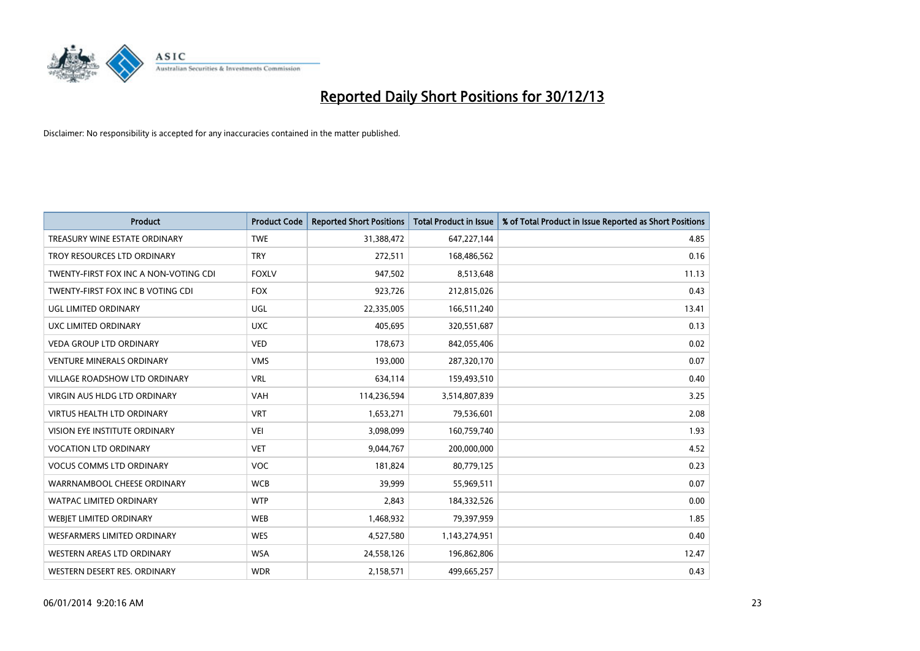# Reported Daily Short Positions for 30/12/13

Disclaimer: No responsibility is accepted for any inaccuracies contained in the matter published.

| Product | Product Code | Reported Short Positions | Total Product in Issue | % of Total Product in Issue Reported as Short Positions |
|---|---|---|---|---|
| TREASURY WINE ESTATE ORDINARY | TWE | 31,388,472 | 647,227,144 | 4.85 |
| TROY RESOURCES LTD ORDINARY | TRY | 272,511 | 168,486,562 | 0.16 |
| TWENTY-FIRST FOX INC A NON-VOTING CDI | FOXLV | 947,502 | 8,513,648 | 11.13 |
| TWENTY-FIRST FOX INC B VOTING CDI | FOX | 923,726 | 212,815,026 | 0.43 |
| UGL LIMITED ORDINARY | UGL | 22,335,005 | 166,511,240 | 13.41 |
| UXC LIMITED ORDINARY | UXC | 405,695 | 320,551,687 | 0.13 |
| VEDA GROUP LTD ORDINARY | VED | 178,673 | 842,055,406 | 0.02 |
| VENTURE MINERALS ORDINARY | VMS | 193,000 | 287,320,170 | 0.07 |
| VILLAGE ROADSHOW LTD ORDINARY | VRL | 634,114 | 159,493,510 | 0.40 |
| VIRGIN AUS HLDG LTD ORDINARY | VAH | 114,236,594 | 3,514,807,839 | 3.25 |
| VIRTUS HEALTH LTD ORDINARY | VRT | 1,653,271 | 79,536,601 | 2.08 |
| VISION EYE INSTITUTE ORDINARY | VEI | 3,098,099 | 160,759,740 | 1.93 |
| VOCATION LTD ORDINARY | VET | 9,044,767 | 200,000,000 | 4.52 |
| VOCUS COMMS LTD ORDINARY | VOC | 181,824 | 80,779,125 | 0.23 |
| WARRNAMBOOL CHEESE ORDINARY | WCB | 39,999 | 55,969,511 | 0.07 |
| WATPAC LIMITED ORDINARY | WTP | 2,843 | 184,332,526 | 0.00 |
| WEBJET LIMITED ORDINARY | WEB | 1,468,932 | 79,397,959 | 1.85 |
| WESFARMERS LIMITED ORDINARY | WES | 4,527,580 | 1,143,274,951 | 0.40 |
| WESTERN AREAS LTD ORDINARY | WSA | 24,558,126 | 196,862,806 | 12.47 |
| WESTERN DESERT RES. ORDINARY | WDR | 2,158,571 | 499,665,257 | 0.43 |

06/01/2014 9:20:16 AM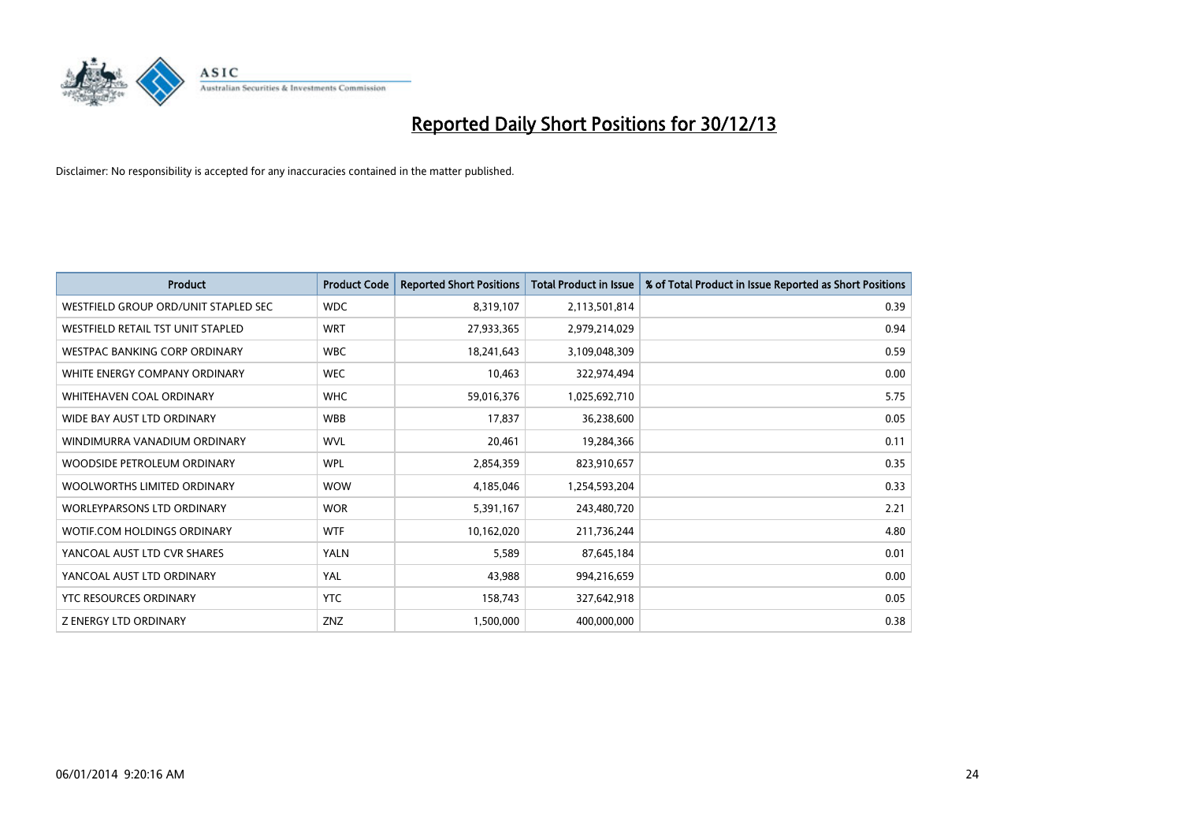# Reported Daily Short Positions for 30/12/13

Disclaimer: No responsibility is accepted for any inaccuracies contained in the matter published.

| Product | Product Code | Reported Short Positions | Total Product in Issue | % of Total Product in Issue Reported as Short Positions |
|---|---|---|---|---|
| WESTFIELD GROUP ORD/UNIT STAPLED SEC | WDC | 8,319,107 | 2,113,501,814 | 0.39 |
| WESTFIELD RETAIL TST UNIT STAPLED | WRT | 27,933,365 | 2,979,214,029 | 0.94 |
| WESTPAC BANKING CORP ORDINARY | WBC | 18,241,643 | 3,109,048,309 | 0.59 |
| WHITE ENERGY COMPANY ORDINARY | WEC | 10,463 | 322,974,494 | 0.00 |
| WHITEHAVEN COAL ORDINARY | WHC | 59,016,376 | 1,025,692,710 | 5.75 |
| WIDE BAY AUST LTD ORDINARY | WBB | 17,837 | 36,238,600 | 0.05 |
| WINDIMURRA VANADIUM ORDINARY | WVL | 20,461 | 19,284,366 | 0.11 |
| WOODSIDE PETROLEUM ORDINARY | WPL | 2,854,359 | 823,910,657 | 0.35 |
| WOOLWORTHS LIMITED ORDINARY | WOW | 4,185,046 | 1,254,593,204 | 0.33 |
| WORLEYPARSONS LTD ORDINARY | WOR | 5,391,167 | 243,480,720 | 2.21 |
| WOTIF.COM HOLDINGS ORDINARY | WTF | 10,162,020 | 211,736,244 | 4.80 |
| YANCOAL AUST LTD CVR SHARES | YALN | 5,589 | 87,645,184 | 0.01 |
| YANCOAL AUST LTD ORDINARY | YAL | 43,988 | 994,216,659 | 0.00 |
| YTC RESOURCES ORDINARY | YTC | 158,743 | 327,642,918 | 0.05 |
| Z ENERGY LTD ORDINARY | ZNZ | 1,500,000 | 400,000,000 | 0.38 |